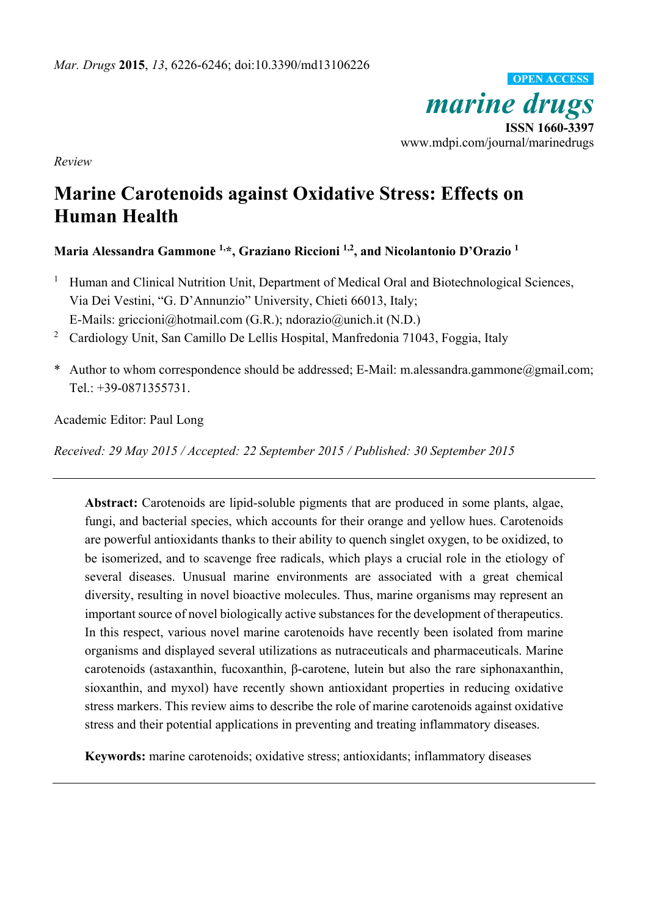*Review*

# Marine Carotenoids against Oxidative Stress: Effects on Human Health

**Maria Alessandra Gammone [1,*], Graziano Riccioni [1,2], and Nicolantonio D'Orazio [1]**

[1] Human and Clinical Nutrition Unit, Department of Medical Oral and Biotechnological Sciences, Via Dei Vestini, "G. D'Annunzio" University, Chieti 66013, Italy; E-Mails: griccioni@hotmail.com (G.R.); ndorazio@unich.it (N.D.)

[2] Cardiology Unit, San Camillo De Lellis Hospital, Manfredonia 71043, Foggia, Italy

\* Author to whom correspondence should be addressed; E-Mail: m.alessandra.gammone@gmail.com; Tel.: +39-0871355731.

Academic Editor: Paul Long

*Received: 29 May 2015 / Accepted: 22 September 2015 / Published: 30 September 2015*

---

**Abstract:** Carotenoids are lipid-soluble pigments that are produced in some plants, algae, fungi, and bacterial species, which accounts for their orange and yellow hues. Carotenoids are powerful antioxidants thanks to their ability to quench singlet oxygen, to be oxidized, to be isomerized, and to scavenge free radicals, which plays a crucial role in the etiology of several diseases. Unusual marine environments are associated with a great chemical diversity, resulting in novel bioactive molecules. Thus, marine organisms may represent an important source of novel biologically active substances for the development of therapeutics. In this respect, various novel marine carotenoids have recently been isolated from marine organisms and displayed several utilizations as nutraceuticals and pharmaceuticals. Marine carotenoids (astaxanthin, fucoxanthin, β-carotene, lutein but also the rare siphonaxanthin, sioxanthin, and myxol) have recently shown antioxidant properties in reducing oxidative stress markers. This review aims to describe the role of marine carotenoids against oxidative stress and their potential applications in preventing and treating inflammatory diseases.

**Keywords:** marine carotenoids; oxidative stress; antioxidants; inflammatory diseases

---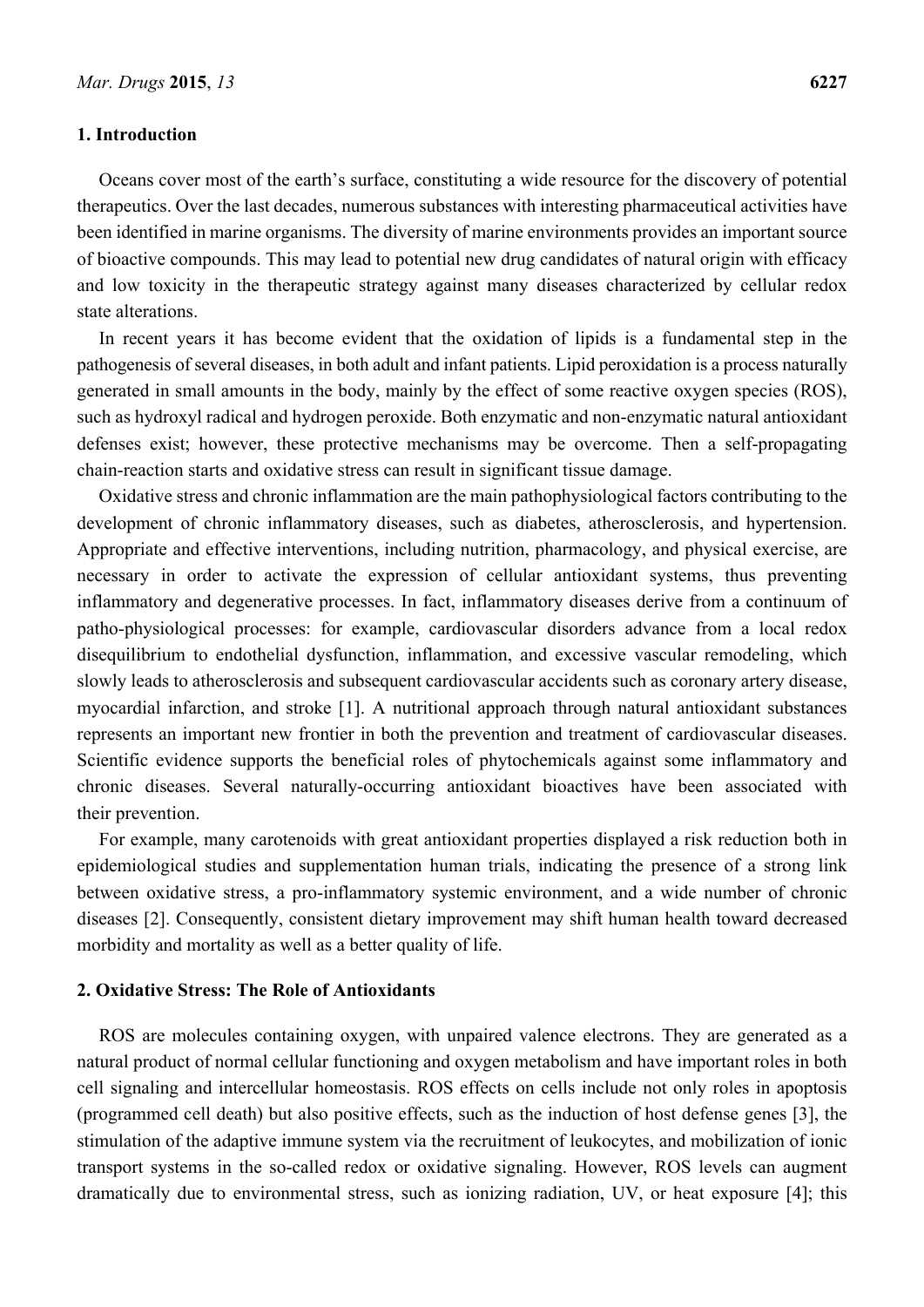## 1. Introduction

Oceans cover most of the earth's surface, constituting a wide resource for the discovery of potential therapeutics. Over the last decades, numerous substances with interesting pharmaceutical activities have been identified in marine organisms. The diversity of marine environments provides an important source of bioactive compounds. This may lead to potential new drug candidates of natural origin with efficacy and low toxicity in the therapeutic strategy against many diseases characterized by cellular redox state alterations.

In recent years it has become evident that the oxidation of lipids is a fundamental step in the pathogenesis of several diseases, in both adult and infant patients. Lipid peroxidation is a process naturally generated in small amounts in the body, mainly by the effect of some reactive oxygen species (ROS), such as hydroxyl radical and hydrogen peroxide. Both enzymatic and non-enzymatic natural antioxidant defenses exist; however, these protective mechanisms may be overcome. Then a self-propagating chain-reaction starts and oxidative stress can result in significant tissue damage.

Oxidative stress and chronic inflammation are the main pathophysiological factors contributing to the development of chronic inflammatory diseases, such as diabetes, atherosclerosis, and hypertension. Appropriate and effective interventions, including nutrition, pharmacology, and physical exercise, are necessary in order to activate the expression of cellular antioxidant systems, thus preventing inflammatory and degenerative processes. In fact, inflammatory diseases derive from a continuum of patho-physiological processes: for example, cardiovascular disorders advance from a local redox disequilibrium to endothelial dysfunction, inflammation, and excessive vascular remodeling, which slowly leads to atherosclerosis and subsequent cardiovascular accidents such as coronary artery disease, myocardial infarction, and stroke [1]. A nutritional approach through natural antioxidant substances represents an important new frontier in both the prevention and treatment of cardiovascular diseases. Scientific evidence supports the beneficial roles of phytochemicals against some inflammatory and chronic diseases. Several naturally-occurring antioxidant bioactives have been associated with their prevention.

For example, many carotenoids with great antioxidant properties displayed a risk reduction both in epidemiological studies and supplementation human trials, indicating the presence of a strong link between oxidative stress, a pro-inflammatory systemic environment, and a wide number of chronic diseases [2]. Consequently, consistent dietary improvement may shift human health toward decreased morbidity and mortality as well as a better quality of life.

## 2. Oxidative Stress: The Role of Antioxidants

ROS are molecules containing oxygen, with unpaired valence electrons. They are generated as a natural product of normal cellular functioning and oxygen metabolism and have important roles in both cell signaling and intercellular homeostasis. ROS effects on cells include not only roles in apoptosis (programmed cell death) but also positive effects, such as the induction of host defense genes [3], the stimulation of the adaptive immune system via the recruitment of leukocytes, and mobilization of ionic transport systems in the so-called redox or oxidative signaling. However, ROS levels can augment dramatically due to environmental stress, such as ionizing radiation, UV, or heat exposure [4]; this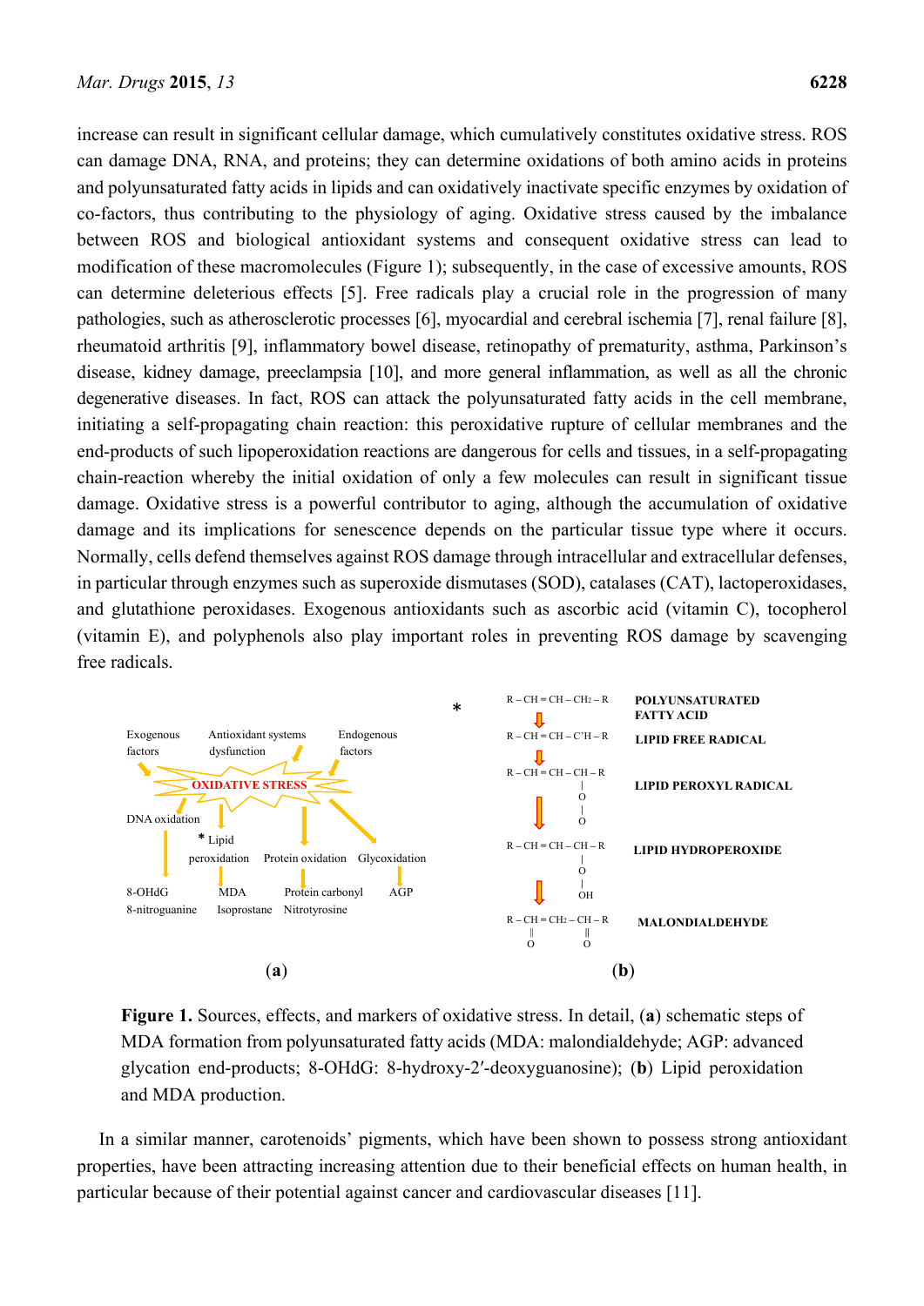increase can result in significant cellular damage, which cumulatively constitutes oxidative stress. ROS can damage DNA, RNA, and proteins; they can determine oxidations of both amino acids in proteins and polyunsaturated fatty acids in lipids and can oxidatively inactivate specific enzymes by oxidation of co-factors, thus contributing to the physiology of aging. Oxidative stress caused by the imbalance between ROS and biological antioxidant systems and consequent oxidative stress can lead to modification of these macromolecules (Figure 1); subsequently, in the case of excessive amounts, ROS can determine deleterious effects [5]. Free radicals play a crucial role in the progression of many pathologies, such as atherosclerotic processes [6], myocardial and cerebral ischemia [7], renal failure [8], rheumatoid arthritis [9], inflammatory bowel disease, retinopathy of prematurity, asthma, Parkinson's disease, kidney damage, preeclampsia [10], and more general inflammation, as well as all the chronic degenerative diseases. In fact, ROS can attack the polyunsaturated fatty acids in the cell membrane, initiating a self-propagating chain reaction: this peroxidative rupture of cellular membranes and the end-products of such lipoperoxidation reactions are dangerous for cells and tissues, in a self-propagating chain-reaction whereby the initial oxidation of only a few molecules can result in significant tissue damage. Oxidative stress is a powerful contributor to aging, although the accumulation of oxidative damage and its implications for senescence depends on the particular tissue type where it occurs. Normally, cells defend themselves against ROS damage through intracellular and extracellular defenses, in particular through enzymes such as superoxide dismutases (SOD), catalases (CAT), lactoperoxidases, and glutathione peroxidases. Exogenous antioxidants such as ascorbic acid (vitamin C), tocopherol (vitamin E), and polyphenols also play important roles in preventing ROS damage by scavenging free radicals.

Exogenous factors — Antioxidant systems dysfunction — Endogenous factors → **OXIDATIVE STRESS**

- DNA oxidation → 8-OHdG, 8-nitroguanine
- * Lipid peroxidation → MDA, Isoprostane
- Protein oxidation → Protein carbonyl, Nitrotyrosine
- Glycoxidation → AGP

(a)

\*

| Structure | |
|---|---|
| R – CH = CH – $CH_2$ – R | **POLYUNSATURATED FATTY ACID** |
| R – CH = CH – C'H – R | **LIPID FREE RADICAL** |
| R – CH = CH – CH(–O–O) – R | **LIPID PEROXYL RADICAL** |
| R – CH = CH – CH(–O–OH) – R | **LIPID HYDROPEROXIDE** |
| R – CH(=O) – $CH_2$ – CH(=O) – R | **MALONDIALDEHYDE** |

(b)

**Figure 1.** Sources, effects, and markers of oxidative stress. In detail, (**a**) schematic steps of MDA formation from polyunsaturated fatty acids (MDA: malondialdehyde; AGP: advanced glycation end-products; 8-OHdG: 8-hydroxy-2′-deoxyguanosine); (**b**) Lipid peroxidation and MDA production.

In a similar manner, carotenoids' pigments, which have been shown to possess strong antioxidant properties, have been attracting increasing attention due to their beneficial effects on human health, in particular because of their potential against cancer and cardiovascular diseases [11].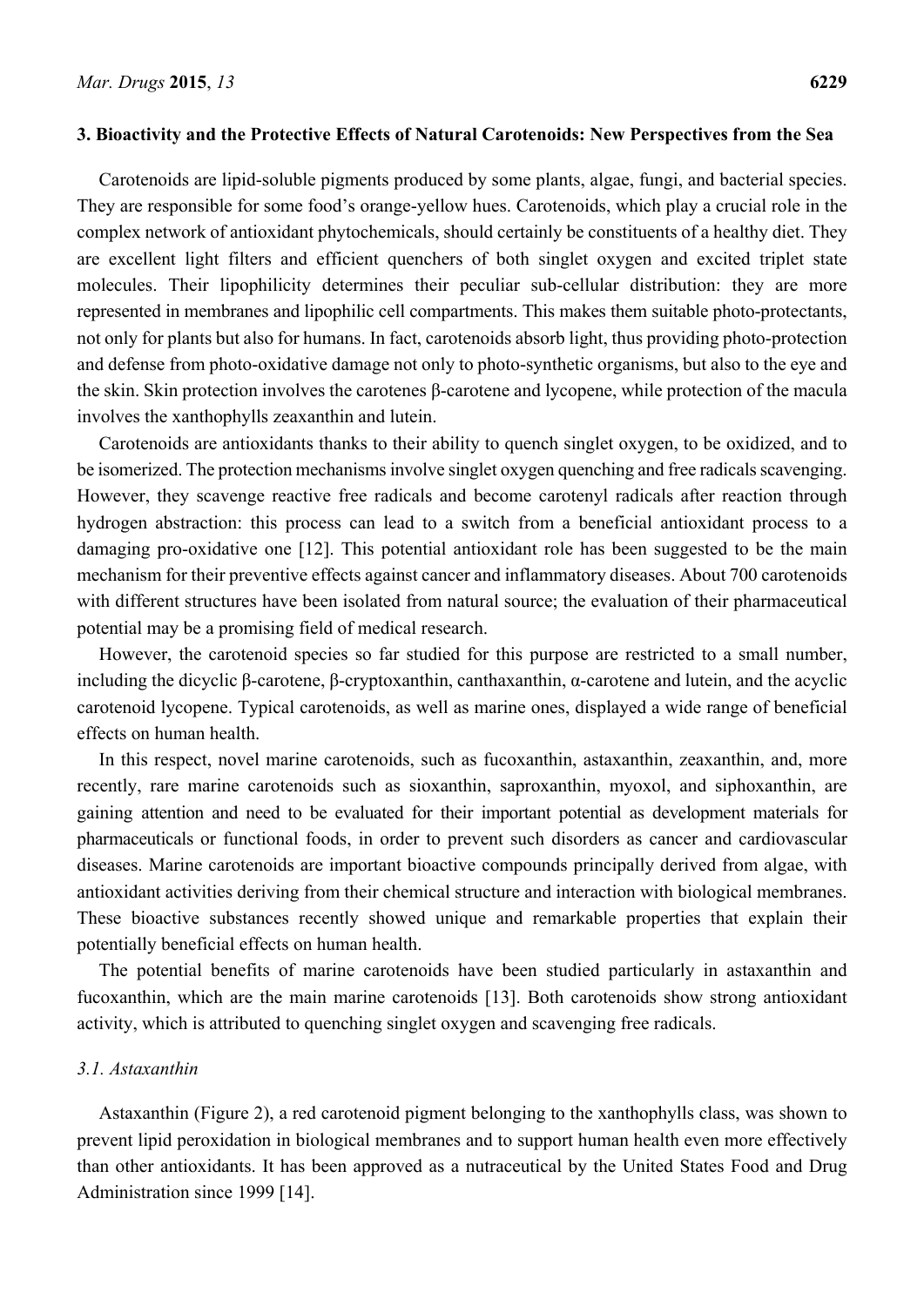## 3. Bioactivity and the Protective Effects of Natural Carotenoids: New Perspectives from the Sea

Carotenoids are lipid-soluble pigments produced by some plants, algae, fungi, and bacterial species. They are responsible for some food's orange-yellow hues. Carotenoids, which play a crucial role in the complex network of antioxidant phytochemicals, should certainly be constituents of a healthy diet. They are excellent light filters and efficient quenchers of both singlet oxygen and excited triplet state molecules. Their lipophilicity determines their peculiar sub-cellular distribution: they are more represented in membranes and lipophilic cell compartments. This makes them suitable photo-protectants, not only for plants but also for humans. In fact, carotenoids absorb light, thus providing photo-protection and defense from photo-oxidative damage not only to photo-synthetic organisms, but also to the eye and the skin. Skin protection involves the carotenes β-carotene and lycopene, while protection of the macula involves the xanthophylls zeaxanthin and lutein.

Carotenoids are antioxidants thanks to their ability to quench singlet oxygen, to be oxidized, and to be isomerized. The protection mechanisms involve singlet oxygen quenching and free radicals scavenging. However, they scavenge reactive free radicals and become carotenyl radicals after reaction through hydrogen abstraction: this process can lead to a switch from a beneficial antioxidant process to a damaging pro-oxidative one [12]. This potential antioxidant role has been suggested to be the main mechanism for their preventive effects against cancer and inflammatory diseases. About 700 carotenoids with different structures have been isolated from natural source; the evaluation of their pharmaceutical potential may be a promising field of medical research.

However, the carotenoid species so far studied for this purpose are restricted to a small number, including the dicyclic β-carotene, β-cryptoxanthin, canthaxanthin, α-carotene and lutein, and the acyclic carotenoid lycopene. Typical carotenoids, as well as marine ones, displayed a wide range of beneficial effects on human health.

In this respect, novel marine carotenoids, such as fucoxanthin, astaxanthin, zeaxanthin, and, more recently, rare marine carotenoids such as sioxanthin, saproxanthin, myoxol, and siphoxanthin, are gaining attention and need to be evaluated for their important potential as development materials for pharmaceuticals or functional foods, in order to prevent such disorders as cancer and cardiovascular diseases. Marine carotenoids are important bioactive compounds principally derived from algae, with antioxidant activities deriving from their chemical structure and interaction with biological membranes. These bioactive substances recently showed unique and remarkable properties that explain their potentially beneficial effects on human health.

The potential benefits of marine carotenoids have been studied particularly in astaxanthin and fucoxanthin, which are the main marine carotenoids [13]. Both carotenoids show strong antioxidant activity, which is attributed to quenching singlet oxygen and scavenging free radicals.

### *3.1. Astaxanthin*

Astaxanthin (Figure 2), a red carotenoid pigment belonging to the xanthophylls class, was shown to prevent lipid peroxidation in biological membranes and to support human health even more effectively than other antioxidants. It has been approved as a nutraceutical by the United States Food and Drug Administration since 1999 [14].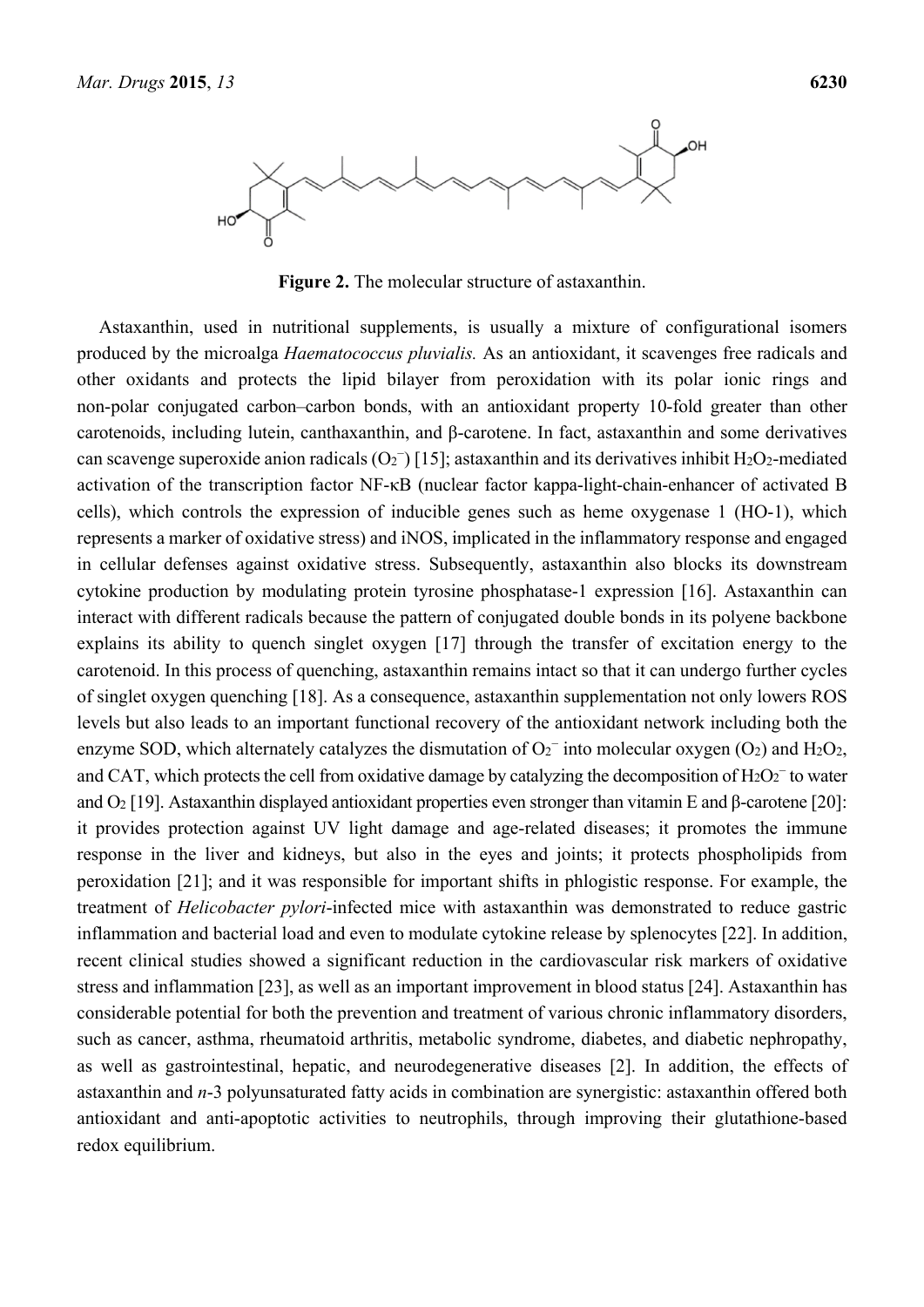**Figure 2.** The molecular structure of astaxanthin.

Astaxanthin, used in nutritional supplements, is usually a mixture of configurational isomers produced by the microalga *Haematococcus pluvialis.* As an antioxidant, it scavenges free radicals and other oxidants and protects the lipid bilayer from peroxidation with its polar ionic rings and non-polar conjugated carbon–carbon bonds, with an antioxidant property 10-fold greater than other carotenoids, including lutein, canthaxanthin, and β-carotene. In fact, astaxanthin and some derivatives can scavenge superoxide anion radicals ($O_2^-$) [15]; astaxanthin and its derivatives inhibit $H_2O_2$-mediated activation of the transcription factor NF-κB (nuclear factor kappa-light-chain-enhancer of activated B cells), which controls the expression of inducible genes such as heme oxygenase 1 (HO-1), which represents a marker of oxidative stress) and iNOS, implicated in the inflammatory response and engaged in cellular defenses against oxidative stress. Subsequently, astaxanthin also blocks its downstream cytokine production by modulating protein tyrosine phosphatase-1 expression [16]. Astaxanthin can interact with different radicals because the pattern of conjugated double bonds in its polyene backbone explains its ability to quench singlet oxygen [17] through the transfer of excitation energy to the carotenoid. In this process of quenching, astaxanthin remains intact so that it can undergo further cycles of singlet oxygen quenching [18]. As a consequence, astaxanthin supplementation not only lowers ROS levels but also leads to an important functional recovery of the antioxidant network including both the enzyme SOD, which alternately catalyzes the dismutation of $O_2^-$ into molecular oxygen ($O_2$) and $H_2O_2$, and CAT, which protects the cell from oxidative damage by catalyzing the decomposition of $H_2O_2^-$ to water and $O_2$ [19]. Astaxanthin displayed antioxidant properties even stronger than vitamin E and β-carotene [20]: it provides protection against UV light damage and age-related diseases; it promotes the immune response in the liver and kidneys, but also in the eyes and joints; it protects phospholipids from peroxidation [21]; and it was responsible for important shifts in phlogistic response. For example, the treatment of *Helicobacter pylori*-infected mice with astaxanthin was demonstrated to reduce gastric inflammation and bacterial load and even to modulate cytokine release by splenocytes [22]. In addition, recent clinical studies showed a significant reduction in the cardiovascular risk markers of oxidative stress and inflammation [23], as well as an important improvement in blood status [24]. Astaxanthin has considerable potential for both the prevention and treatment of various chronic inflammatory disorders, such as cancer, asthma, rheumatoid arthritis, metabolic syndrome, diabetes, and diabetic nephropathy, as well as gastrointestinal, hepatic, and neurodegenerative diseases [2]. In addition, the effects of astaxanthin and *n*-3 polyunsaturated fatty acids in combination are synergistic: astaxanthin offered both antioxidant and anti-apoptotic activities to neutrophils, through improving their glutathione-based redox equilibrium.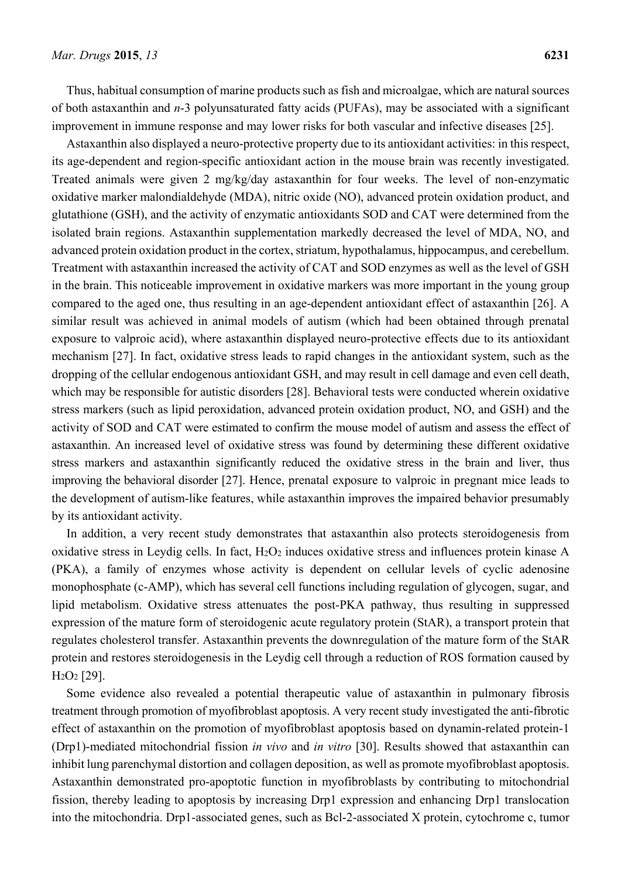Thus, habitual consumption of marine products such as fish and microalgae, which are natural sources of both astaxanthin and *n*-3 polyunsaturated fatty acids (PUFAs), may be associated with a significant improvement in immune response and may lower risks for both vascular and infective diseases [25].

Astaxanthin also displayed a neuro-protective property due to its antioxidant activities: in this respect, its age-dependent and region-specific antioxidant action in the mouse brain was recently investigated. Treated animals were given 2 mg/kg/day astaxanthin for four weeks. The level of non-enzymatic oxidative marker malondialdehyde (MDA), nitric oxide (NO), advanced protein oxidation product, and glutathione (GSH), and the activity of enzymatic antioxidants SOD and CAT were determined from the isolated brain regions. Astaxanthin supplementation markedly decreased the level of MDA, NO, and advanced protein oxidation product in the cortex, striatum, hypothalamus, hippocampus, and cerebellum. Treatment with astaxanthin increased the activity of CAT and SOD enzymes as well as the level of GSH in the brain. This noticeable improvement in oxidative markers was more important in the young group compared to the aged one, thus resulting in an age-dependent antioxidant effect of astaxanthin [26]. A similar result was achieved in animal models of autism (which had been obtained through prenatal exposure to valproic acid), where astaxanthin displayed neuro-protective effects due to its antioxidant mechanism [27]. In fact, oxidative stress leads to rapid changes in the antioxidant system, such as the dropping of the cellular endogenous antioxidant GSH, and may result in cell damage and even cell death, which may be responsible for autistic disorders [28]. Behavioral tests were conducted wherein oxidative stress markers (such as lipid peroxidation, advanced protein oxidation product, NO, and GSH) and the activity of SOD and CAT were estimated to confirm the mouse model of autism and assess the effect of astaxanthin. An increased level of oxidative stress was found by determining these different oxidative stress markers and astaxanthin significantly reduced the oxidative stress in the brain and liver, thus improving the behavioral disorder [27]. Hence, prenatal exposure to valproic in pregnant mice leads to the development of autism-like features, while astaxanthin improves the impaired behavior presumably by its antioxidant activity.

In addition, a very recent study demonstrates that astaxanthin also protects steroidogenesis from oxidative stress in Leydig cells. In fact, $H_2O_2$ induces oxidative stress and influences protein kinase A (PKA), a family of enzymes whose activity is dependent on cellular levels of cyclic adenosine monophosphate (c-AMP), which has several cell functions including regulation of glycogen, sugar, and lipid metabolism. Oxidative stress attenuates the post-PKA pathway, thus resulting in suppressed expression of the mature form of steroidogenic acute regulatory protein (StAR), a transport protein that regulates cholesterol transfer. Astaxanthin prevents the downregulation of the mature form of the StAR protein and restores steroidogenesis in the Leydig cell through a reduction of ROS formation caused by $H_2O_2$ [29].

Some evidence also revealed a potential therapeutic value of astaxanthin in pulmonary fibrosis treatment through promotion of myofibroblast apoptosis. A very recent study investigated the anti-fibrotic effect of astaxanthin on the promotion of myofibroblast apoptosis based on dynamin-related protein-1 (Drp1)-mediated mitochondrial fission *in vivo* and *in vitro* [30]. Results showed that astaxanthin can inhibit lung parenchymal distortion and collagen deposition, as well as promote myofibroblast apoptosis. Astaxanthin demonstrated pro-apoptotic function in myofibroblasts by contributing to mitochondrial fission, thereby leading to apoptosis by increasing Drp1 expression and enhancing Drp1 translocation into the mitochondria. Drp1-associated genes, such as Bcl-2-associated X protein, cytochrome c, tumor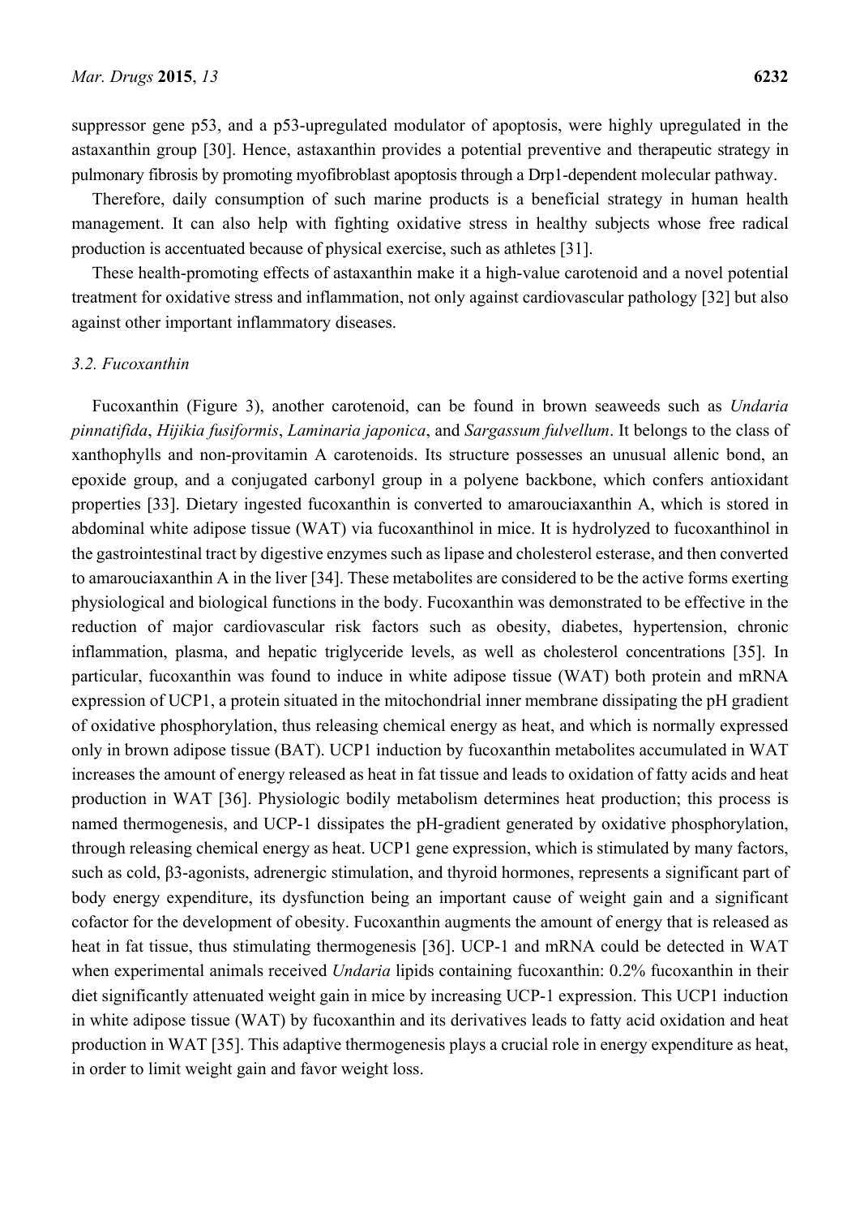suppressor gene p53, and a p53-upregulated modulator of apoptosis, were highly upregulated in the astaxanthin group [30]. Hence, astaxanthin provides a potential preventive and therapeutic strategy in pulmonary fibrosis by promoting myofibroblast apoptosis through a Drp1-dependent molecular pathway.

Therefore, daily consumption of such marine products is a beneficial strategy in human health management. It can also help with fighting oxidative stress in healthy subjects whose free radical production is accentuated because of physical exercise, such as athletes [31].

These health-promoting effects of astaxanthin make it a high-value carotenoid and a novel potential treatment for oxidative stress and inflammation, not only against cardiovascular pathology [32] but also against other important inflammatory diseases.

### 3.2. Fucoxanthin

Fucoxanthin (Figure 3), another carotenoid, can be found in brown seaweeds such as *Undaria pinnatifida*, *Hijikia fusiformis*, *Laminaria japonica*, and *Sargassum fulvellum*. It belongs to the class of xanthophylls and non-provitamin A carotenoids. Its structure possesses an unusual allenic bond, an epoxide group, and a conjugated carbonyl group in a polyene backbone, which confers antioxidant properties [33]. Dietary ingested fucoxanthin is converted to amarouciaxanthin A, which is stored in abdominal white adipose tissue (WAT) via fucoxanthinol in mice. It is hydrolyzed to fucoxanthinol in the gastrointestinal tract by digestive enzymes such as lipase and cholesterol esterase, and then converted to amarouciaxanthin A in the liver [34]. These metabolites are considered to be the active forms exerting physiological and biological functions in the body. Fucoxanthin was demonstrated to be effective in the reduction of major cardiovascular risk factors such as obesity, diabetes, hypertension, chronic inflammation, plasma, and hepatic triglyceride levels, as well as cholesterol concentrations [35]. In particular, fucoxanthin was found to induce in white adipose tissue (WAT) both protein and mRNA expression of UCP1, a protein situated in the mitochondrial inner membrane dissipating the pH gradient of oxidative phosphorylation, thus releasing chemical energy as heat, and which is normally expressed only in brown adipose tissue (BAT). UCP1 induction by fucoxanthin metabolites accumulated in WAT increases the amount of energy released as heat in fat tissue and leads to oxidation of fatty acids and heat production in WAT [36]. Physiologic bodily metabolism determines heat production; this process is named thermogenesis, and UCP-1 dissipates the pH-gradient generated by oxidative phosphorylation, through releasing chemical energy as heat. UCP1 gene expression, which is stimulated by many factors, such as cold, β3-agonists, adrenergic stimulation, and thyroid hormones, represents a significant part of body energy expenditure, its dysfunction being an important cause of weight gain and a significant cofactor for the development of obesity. Fucoxanthin augments the amount of energy that is released as heat in fat tissue, thus stimulating thermogenesis [36]. UCP-1 and mRNA could be detected in WAT when experimental animals received *Undaria* lipids containing fucoxanthin: 0.2% fucoxanthin in their diet significantly attenuated weight gain in mice by increasing UCP-1 expression. This UCP1 induction in white adipose tissue (WAT) by fucoxanthin and its derivatives leads to fatty acid oxidation and heat production in WAT [35]. This adaptive thermogenesis plays a crucial role in energy expenditure as heat, in order to limit weight gain and favor weight loss.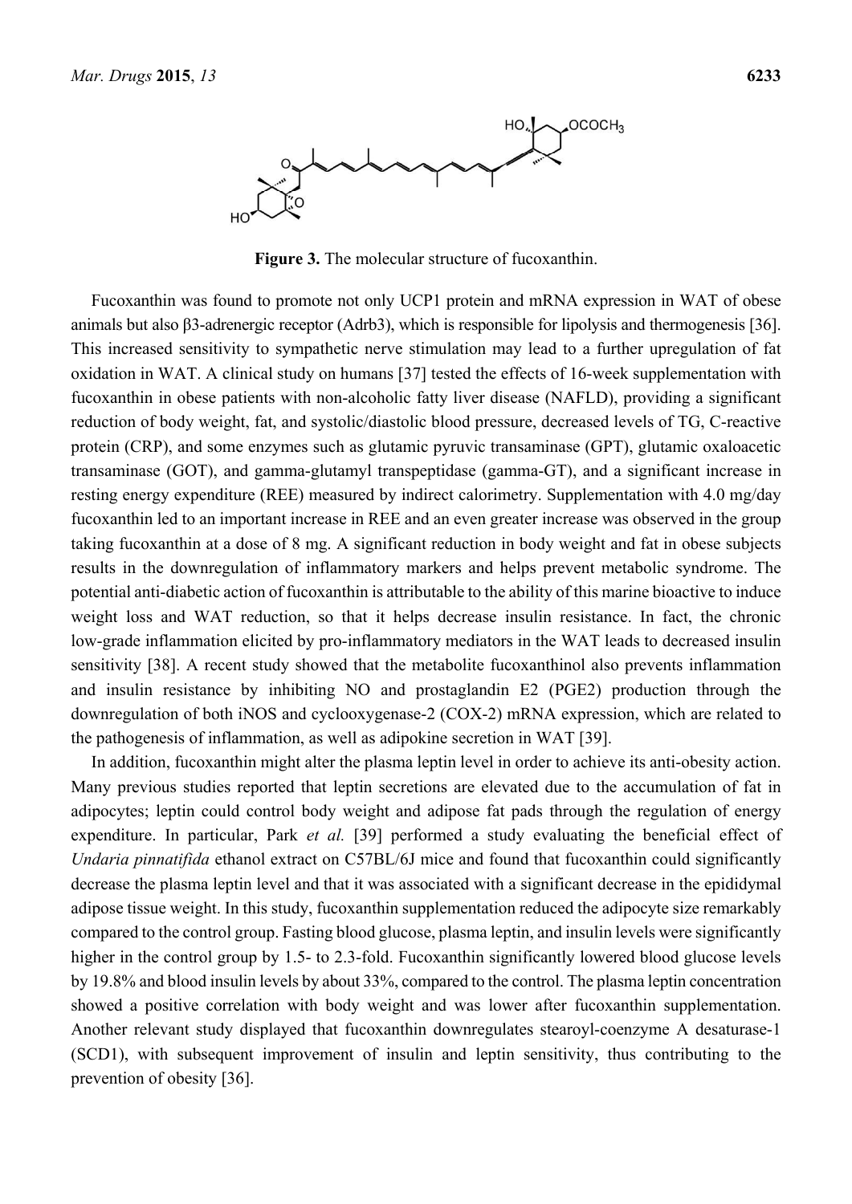**Figure 3.** The molecular structure of fucoxanthin.

Fucoxanthin was found to promote not only UCP1 protein and mRNA expression in WAT of obese animals but also β3-adrenergic receptor (Adrb3), which is responsible for lipolysis and thermogenesis [36]. This increased sensitivity to sympathetic nerve stimulation may lead to a further upregulation of fat oxidation in WAT. A clinical study on humans [37] tested the effects of 16-week supplementation with fucoxanthin in obese patients with non-alcoholic fatty liver disease (NAFLD), providing a significant reduction of body weight, fat, and systolic/diastolic blood pressure, decreased levels of TG, C-reactive protein (CRP), and some enzymes such as glutamic pyruvic transaminase (GPT), glutamic oxaloacetic transaminase (GOT), and gamma-glutamyl transpeptidase (gamma-GT), and a significant increase in resting energy expenditure (REE) measured by indirect calorimetry. Supplementation with 4.0 mg/day fucoxanthin led to an important increase in REE and an even greater increase was observed in the group taking fucoxanthin at a dose of 8 mg. A significant reduction in body weight and fat in obese subjects results in the downregulation of inflammatory markers and helps prevent metabolic syndrome. The potential anti-diabetic action of fucoxanthin is attributable to the ability of this marine bioactive to induce weight loss and WAT reduction, so that it helps decrease insulin resistance. In fact, the chronic low-grade inflammation elicited by pro-inflammatory mediators in the WAT leads to decreased insulin sensitivity [38]. A recent study showed that the metabolite fucoxanthinol also prevents inflammation and insulin resistance by inhibiting NO and prostaglandin E2 (PGE2) production through the downregulation of both iNOS and cyclooxygenase-2 (COX-2) mRNA expression, which are related to the pathogenesis of inflammation, as well as adipokine secretion in WAT [39].

In addition, fucoxanthin might alter the plasma leptin level in order to achieve its anti-obesity action. Many previous studies reported that leptin secretions are elevated due to the accumulation of fat in adipocytes; leptin could control body weight and adipose fat pads through the regulation of energy expenditure. In particular, Park *et al.* [39] performed a study evaluating the beneficial effect of *Undaria pinnatifida* ethanol extract on C57BL/6J mice and found that fucoxanthin could significantly decrease the plasma leptin level and that it was associated with a significant decrease in the epididymal adipose tissue weight. In this study, fucoxanthin supplementation reduced the adipocyte size remarkably compared to the control group. Fasting blood glucose, plasma leptin, and insulin levels were significantly higher in the control group by 1.5- to 2.3-fold. Fucoxanthin significantly lowered blood glucose levels by 19.8% and blood insulin levels by about 33%, compared to the control. The plasma leptin concentration showed a positive correlation with body weight and was lower after fucoxanthin supplementation. Another relevant study displayed that fucoxanthin downregulates stearoyl-coenzyme A desaturase-1 (SCD1), with subsequent improvement of insulin and leptin sensitivity, thus contributing to the prevention of obesity [36].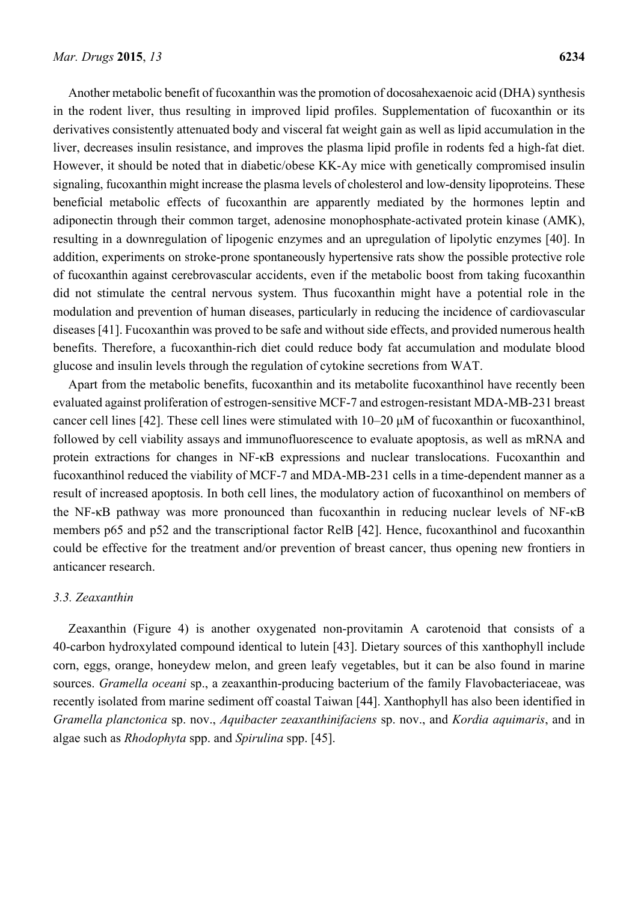Another metabolic benefit of fucoxanthin was the promotion of docosahexaenoic acid (DHA) synthesis in the rodent liver, thus resulting in improved lipid profiles. Supplementation of fucoxanthin or its derivatives consistently attenuated body and visceral fat weight gain as well as lipid accumulation in the liver, decreases insulin resistance, and improves the plasma lipid profile in rodents fed a high-fat diet. However, it should be noted that in diabetic/obese KK-Ay mice with genetically compromised insulin signaling, fucoxanthin might increase the plasma levels of cholesterol and low-density lipoproteins. These beneficial metabolic effects of fucoxanthin are apparently mediated by the hormones leptin and adiponectin through their common target, adenosine monophosphate-activated protein kinase (AMK), resulting in a downregulation of lipogenic enzymes and an upregulation of lipolytic enzymes [40]. In addition, experiments on stroke-prone spontaneously hypertensive rats show the possible protective role of fucoxanthin against cerebrovascular accidents, even if the metabolic boost from taking fucoxanthin did not stimulate the central nervous system. Thus fucoxanthin might have a potential role in the modulation and prevention of human diseases, particularly in reducing the incidence of cardiovascular diseases [41]. Fucoxanthin was proved to be safe and without side effects, and provided numerous health benefits. Therefore, a fucoxanthin-rich diet could reduce body fat accumulation and modulate blood glucose and insulin levels through the regulation of cytokine secretions from WAT.

Apart from the metabolic benefits, fucoxanthin and its metabolite fucoxanthinol have recently been evaluated against proliferation of estrogen-sensitive MCF-7 and estrogen-resistant MDA-MB-231 breast cancer cell lines [42]. These cell lines were stimulated with 10–20 μM of fucoxanthin or fucoxanthinol, followed by cell viability assays and immunofluorescence to evaluate apoptosis, as well as mRNA and protein extractions for changes in NF-κB expressions and nuclear translocations. Fucoxanthin and fucoxanthinol reduced the viability of MCF-7 and MDA-MB-231 cells in a time-dependent manner as a result of increased apoptosis. In both cell lines, the modulatory action of fucoxanthinol on members of the NF-κB pathway was more pronounced than fucoxanthin in reducing nuclear levels of NF-κB members p65 and p52 and the transcriptional factor RelB [42]. Hence, fucoxanthinol and fucoxanthin could be effective for the treatment and/or prevention of breast cancer, thus opening new frontiers in anticancer research.

### 3.3. Zeaxanthin

Zeaxanthin (Figure 4) is another oxygenated non-provitamin A carotenoid that consists of a 40-carbon hydroxylated compound identical to lutein [43]. Dietary sources of this xanthophyll include corn, eggs, orange, honeydew melon, and green leafy vegetables, but it can be also found in marine sources. *Gramella oceani* sp., a zeaxanthin-producing bacterium of the family Flavobacteriaceae, was recently isolated from marine sediment off coastal Taiwan [44]. Xanthophyll has also been identified in *Gramella planctonica* sp. nov., *Aquibacter zeaxanthinifaciens* sp. nov., and *Kordia aquimaris*, and in algae such as *Rhodophyta* spp. and *Spirulina* spp. [45].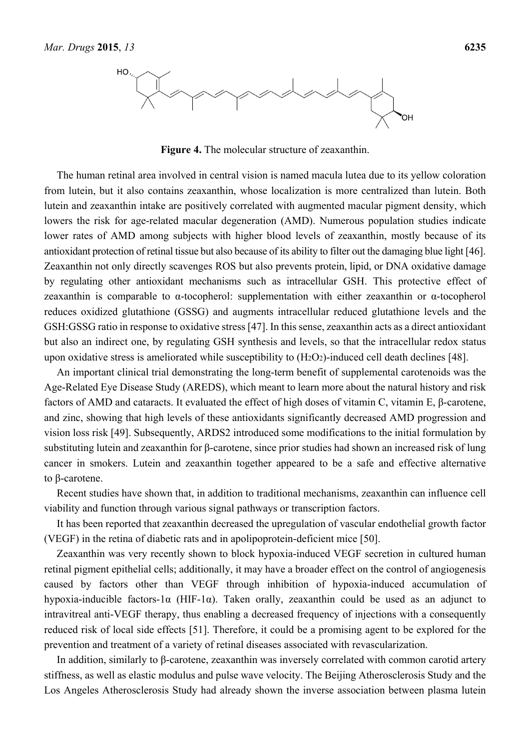**Figure 4.** The molecular structure of zeaxanthin.

The human retinal area involved in central vision is named macula lutea due to its yellow coloration from lutein, but it also contains zeaxanthin, whose localization is more centralized than lutein. Both lutein and zeaxanthin intake are positively correlated with augmented macular pigment density, which lowers the risk for age-related macular degeneration (AMD). Numerous population studies indicate lower rates of AMD among subjects with higher blood levels of zeaxanthin, mostly because of its antioxidant protection of retinal tissue but also because of its ability to filter out the damaging blue light [46]. Zeaxanthin not only directly scavenges ROS but also prevents protein, lipid, or DNA oxidative damage by regulating other antioxidant mechanisms such as intracellular GSH. This protective effect of zeaxanthin is comparable to α-tocopherol: supplementation with either zeaxanthin or α-tocopherol reduces oxidized glutathione (GSSG) and augments intracellular reduced glutathione levels and the GSH:GSSG ratio in response to oxidative stress [47]. In this sense, zeaxanthin acts as a direct antioxidant but also an indirect one, by regulating GSH synthesis and levels, so that the intracellular redox status upon oxidative stress is ameliorated while susceptibility to ($H_2O_2$)-induced cell death declines [48].

An important clinical trial demonstrating the long-term benefit of supplemental carotenoids was the Age-Related Eye Disease Study (AREDS), which meant to learn more about the natural history and risk factors of AMD and cataracts. It evaluated the effect of high doses of vitamin C, vitamin E, β-carotene, and zinc, showing that high levels of these antioxidants significantly decreased AMD progression and vision loss risk [49]. Subsequently, ARDS2 introduced some modifications to the initial formulation by substituting lutein and zeaxanthin for β-carotene, since prior studies had shown an increased risk of lung cancer in smokers. Lutein and zeaxanthin together appeared to be a safe and effective alternative to β-carotene.

Recent studies have shown that, in addition to traditional mechanisms, zeaxanthin can influence cell viability and function through various signal pathways or transcription factors.

It has been reported that zeaxanthin decreased the upregulation of vascular endothelial growth factor (VEGF) in the retina of diabetic rats and in apolipoprotein-deficient mice [50].

Zeaxanthin was very recently shown to block hypoxia-induced VEGF secretion in cultured human retinal pigment epithelial cells; additionally, it may have a broader effect on the control of angiogenesis caused by factors other than VEGF through inhibition of hypoxia-induced accumulation of hypoxia-inducible factors-1α (HIF-1α). Taken orally, zeaxanthin could be used as an adjunct to intravitreal anti-VEGF therapy, thus enabling a decreased frequency of injections with a consequently reduced risk of local side effects [51]. Therefore, it could be a promising agent to be explored for the prevention and treatment of a variety of retinal diseases associated with revascularization.

In addition, similarly to β-carotene, zeaxanthin was inversely correlated with common carotid artery stiffness, as well as elastic modulus and pulse wave velocity. The Beijing Atherosclerosis Study and the Los Angeles Atherosclerosis Study had already shown the inverse association between plasma lutein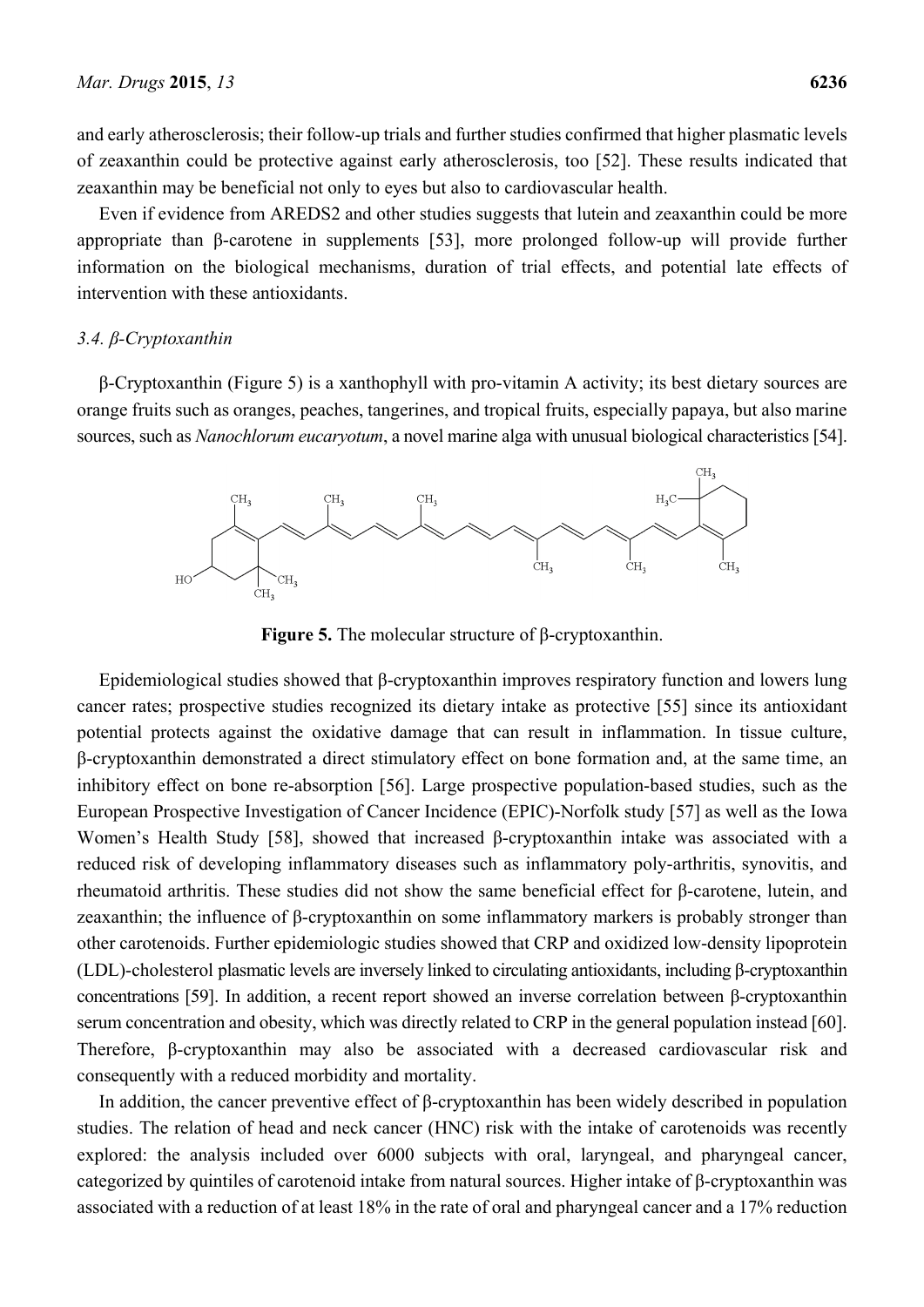and early atherosclerosis; their follow-up trials and further studies confirmed that higher plasmatic levels of zeaxanthin could be protective against early atherosclerosis, too [52]. These results indicated that zeaxanthin may be beneficial not only to eyes but also to cardiovascular health.

Even if evidence from AREDS2 and other studies suggests that lutein and zeaxanthin could be more appropriate than β-carotene in supplements [53], more prolonged follow-up will provide further information on the biological mechanisms, duration of trial effects, and potential late effects of intervention with these antioxidants.

### *3.4. β-Cryptoxanthin*

β-Cryptoxanthin (Figure 5) is a xanthophyll with pro-vitamin A activity; its best dietary sources are orange fruits such as oranges, peaches, tangerines, and tropical fruits, especially papaya, but also marine sources, such as *Nanochlorum eucaryotum*, a novel marine alga with unusual biological characteristics [54].

**Figure 5.** The molecular structure of β-cryptoxanthin.

Epidemiological studies showed that β-cryptoxanthin improves respiratory function and lowers lung cancer rates; prospective studies recognized its dietary intake as protective [55] since its antioxidant potential protects against the oxidative damage that can result in inflammation. In tissue culture, β-cryptoxanthin demonstrated a direct stimulatory effect on bone formation and, at the same time, an inhibitory effect on bone re-absorption [56]. Large prospective population-based studies, such as the European Prospective Investigation of Cancer Incidence (EPIC)-Norfolk study [57] as well as the Iowa Women's Health Study [58], showed that increased β-cryptoxanthin intake was associated with a reduced risk of developing inflammatory diseases such as inflammatory poly-arthritis, synovitis, and rheumatoid arthritis. These studies did not show the same beneficial effect for β-carotene, lutein, and zeaxanthin; the influence of β-cryptoxanthin on some inflammatory markers is probably stronger than other carotenoids. Further epidemiologic studies showed that CRP and oxidized low-density lipoprotein (LDL)-cholesterol plasmatic levels are inversely linked to circulating antioxidants, including β-cryptoxanthin concentrations [59]. In addition, a recent report showed an inverse correlation between β-cryptoxanthin serum concentration and obesity, which was directly related to CRP in the general population instead [60]. Therefore, β-cryptoxanthin may also be associated with a decreased cardiovascular risk and consequently with a reduced morbidity and mortality.

In addition, the cancer preventive effect of β-cryptoxanthin has been widely described in population studies. The relation of head and neck cancer (HNC) risk with the intake of carotenoids was recently explored: the analysis included over 6000 subjects with oral, laryngeal, and pharyngeal cancer, categorized by quintiles of carotenoid intake from natural sources. Higher intake of β-cryptoxanthin was associated with a reduction of at least 18% in the rate of oral and pharyngeal cancer and a 17% reduction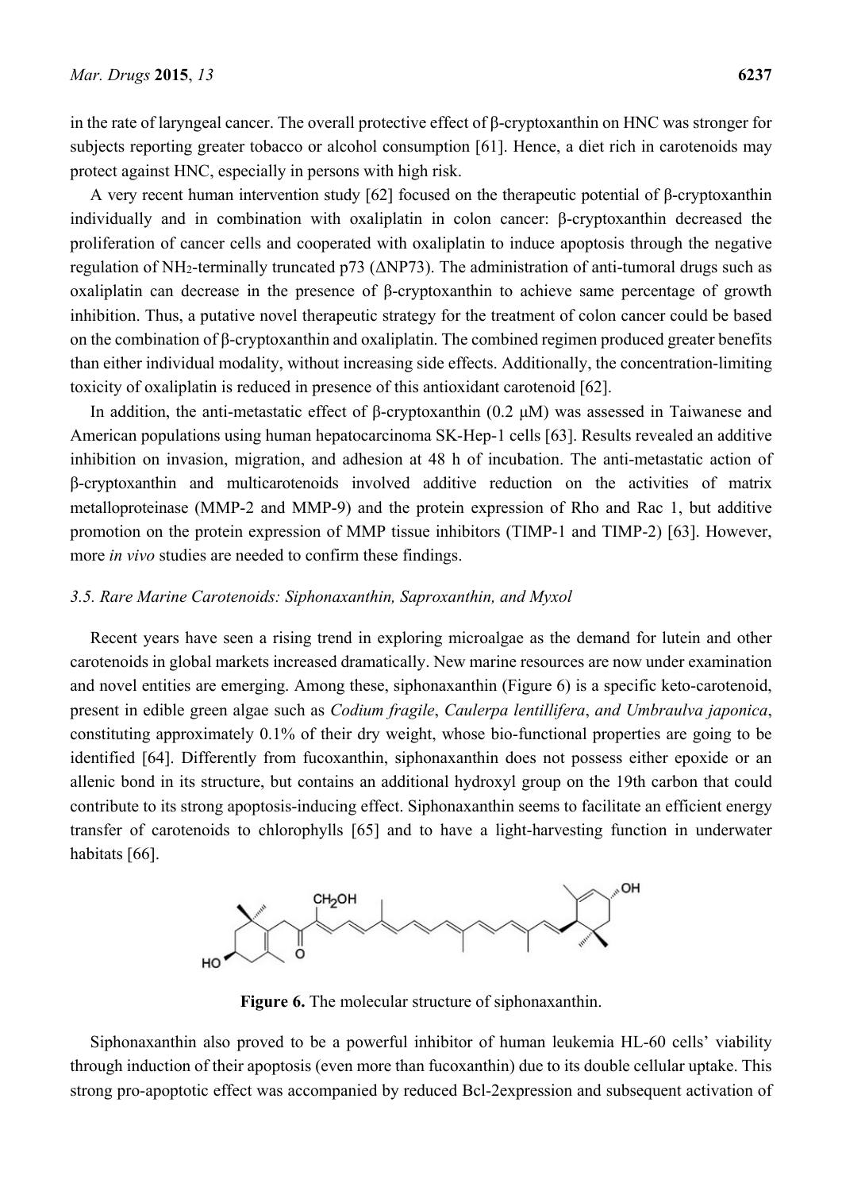in the rate of laryngeal cancer. The overall protective effect of β-cryptoxanthin on HNC was stronger for subjects reporting greater tobacco or alcohol consumption [61]. Hence, a diet rich in carotenoids may protect against HNC, especially in persons with high risk.

A very recent human intervention study [62] focused on the therapeutic potential of β-cryptoxanthin individually and in combination with oxaliplatin in colon cancer: β-cryptoxanthin decreased the proliferation of cancer cells and cooperated with oxaliplatin to induce apoptosis through the negative regulation of $NH_2$-terminally truncated p73 (ΔNP73). The administration of anti-tumoral drugs such as oxaliplatin can decrease in the presence of β-cryptoxanthin to achieve same percentage of growth inhibition. Thus, a putative novel therapeutic strategy for the treatment of colon cancer could be based on the combination of β-cryptoxanthin and oxaliplatin. The combined regimen produced greater benefits than either individual modality, without increasing side effects. Additionally, the concentration-limiting toxicity of oxaliplatin is reduced in presence of this antioxidant carotenoid [62].

In addition, the anti-metastatic effect of β-cryptoxanthin (0.2 μM) was assessed in Taiwanese and American populations using human hepatocarcinoma SK-Hep-1 cells [63]. Results revealed an additive inhibition on invasion, migration, and adhesion at 48 h of incubation. The anti-metastatic action of β-cryptoxanthin and multicarotenoids involved additive reduction on the activities of matrix metalloproteinase (MMP-2 and MMP-9) and the protein expression of Rho and Rac 1, but additive promotion on the protein expression of MMP tissue inhibitors (TIMP-1 and TIMP-2) [63]. However, more *in vivo* studies are needed to confirm these findings.

### *3.5. Rare Marine Carotenoids: Siphonaxanthin, Saproxanthin, and Myxol*

Recent years have seen a rising trend in exploring microalgae as the demand for lutein and other carotenoids in global markets increased dramatically. New marine resources are now under examination and novel entities are emerging. Among these, siphonaxanthin (Figure 6) is a specific keto-carotenoid, present in edible green algae such as *Codium fragile*, *Caulerpa lentillifera*, *and Umbraulva japonica*, constituting approximately 0.1% of their dry weight, whose bio-functional properties are going to be identified [64]. Differently from fucoxanthin, siphonaxanthin does not possess either epoxide or an allenic bond in its structure, but contains an additional hydroxyl group on the 19th carbon that could contribute to its strong apoptosis-inducing effect. Siphonaxanthin seems to facilitate an efficient energy transfer of carotenoids to chlorophylls [65] and to have a light-harvesting function in underwater habitats [66].

**Figure 6.** The molecular structure of siphonaxanthin.

Siphonaxanthin also proved to be a powerful inhibitor of human leukemia HL-60 cells' viability through induction of their apoptosis (even more than fucoxanthin) due to its double cellular uptake. This strong pro-apoptotic effect was accompanied by reduced Bcl-2expression and subsequent activation of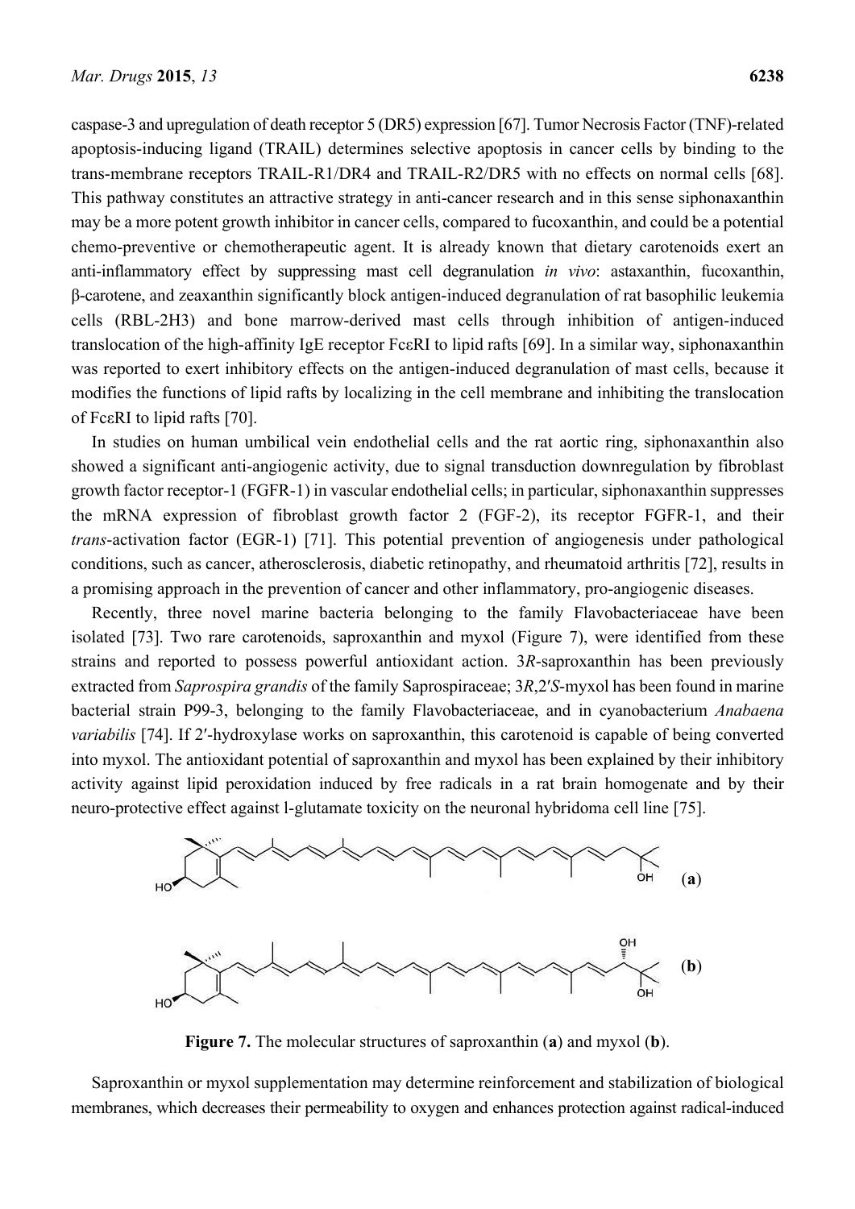caspase-3 and upregulation of death receptor 5 (DR5) expression [67]. Tumor Necrosis Factor (TNF)-related apoptosis-inducing ligand (TRAIL) determines selective apoptosis in cancer cells by binding to the trans-membrane receptors TRAIL-R1/DR4 and TRAIL-R2/DR5 with no effects on normal cells [68]. This pathway constitutes an attractive strategy in anti-cancer research and in this sense siphonaxanthin may be a more potent growth inhibitor in cancer cells, compared to fucoxanthin, and could be a potential chemo-preventive or chemotherapeutic agent. It is already known that dietary carotenoids exert an anti-inflammatory effect by suppressing mast cell degranulation *in vivo*: astaxanthin, fucoxanthin, β-carotene, and zeaxanthin significantly block antigen-induced degranulation of rat basophilic leukemia cells (RBL-2H3) and bone marrow-derived mast cells through inhibition of antigen-induced translocation of the high-affinity IgE receptor FcεRI to lipid rafts [69]. In a similar way, siphonaxanthin was reported to exert inhibitory effects on the antigen-induced degranulation of mast cells, because it modifies the functions of lipid rafts by localizing in the cell membrane and inhibiting the translocation of FcεRI to lipid rafts [70].

In studies on human umbilical vein endothelial cells and the rat aortic ring, siphonaxanthin also showed a significant anti-angiogenic activity, due to signal transduction downregulation by fibroblast growth factor receptor-1 (FGFR-1) in vascular endothelial cells; in particular, siphonaxanthin suppresses the mRNA expression of fibroblast growth factor 2 (FGF-2), its receptor FGFR-1, and their *trans*-activation factor (EGR-1) [71]. This potential prevention of angiogenesis under pathological conditions, such as cancer, atherosclerosis, diabetic retinopathy, and rheumatoid arthritis [72], results in a promising approach in the prevention of cancer and other inflammatory, pro-angiogenic diseases.

Recently, three novel marine bacteria belonging to the family Flavobacteriaceae have been isolated [73]. Two rare carotenoids, saproxanthin and myxol (Figure 7), were identified from these strains and reported to possess powerful antioxidant action. 3*R*-saproxanthin has been previously extracted from *Saprospira grandis* of the family Saprospiraceae; 3*R*,2′*S*-myxol has been found in marine bacterial strain P99-3, belonging to the family Flavobacteriaceae, and in cyanobacterium *Anabaena variabilis* [74]. If 2′-hydroxylase works on saproxanthin, this carotenoid is capable of being converted into myxol. The antioxidant potential of saproxanthin and myxol has been explained by their inhibitory activity against lipid peroxidation induced by free radicals in a rat brain homogenate and by their neuro-protective effect against l-glutamate toxicity on the neuronal hybridoma cell line [75].

**Figure 7.** The molecular structures of saproxanthin (**a**) and myxol (**b**).

Saproxanthin or myxol supplementation may determine reinforcement and stabilization of biological membranes, which decreases their permeability to oxygen and enhances protection against radical-induced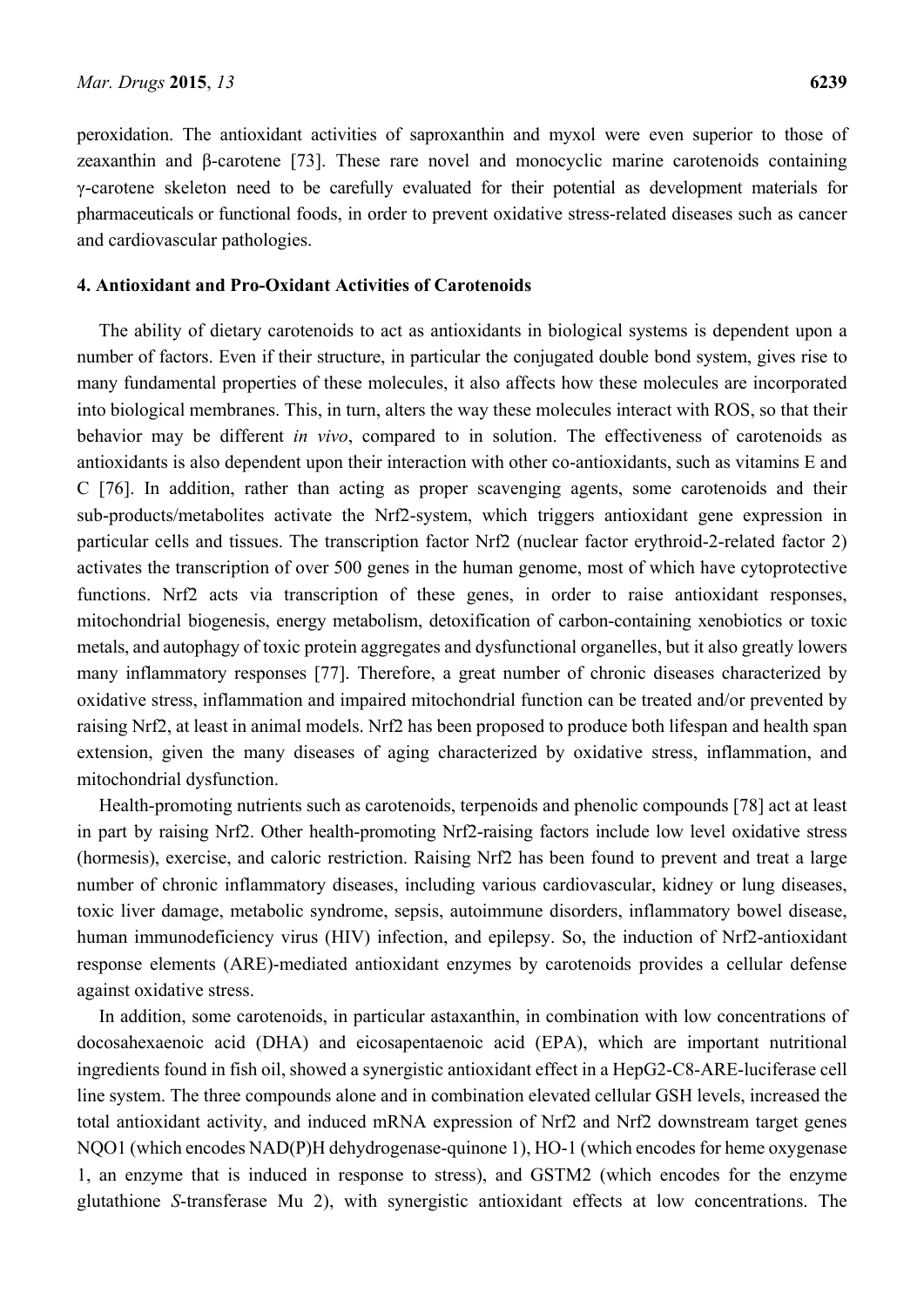peroxidation. The antioxidant activities of saproxanthin and myxol were even superior to those of zeaxanthin and β-carotene [73]. These rare novel and monocyclic marine carotenoids containing γ-carotene skeleton need to be carefully evaluated for their potential as development materials for pharmaceuticals or functional foods, in order to prevent oxidative stress-related diseases such as cancer and cardiovascular pathologies.

## 4. Antioxidant and Pro-Oxidant Activities of Carotenoids

The ability of dietary carotenoids to act as antioxidants in biological systems is dependent upon a number of factors. Even if their structure, in particular the conjugated double bond system, gives rise to many fundamental properties of these molecules, it also affects how these molecules are incorporated into biological membranes. This, in turn, alters the way these molecules interact with ROS, so that their behavior may be different *in vivo*, compared to in solution. The effectiveness of carotenoids as antioxidants is also dependent upon their interaction with other co-antioxidants, such as vitamins E and C [76]. In addition, rather than acting as proper scavenging agents, some carotenoids and their sub-products/metabolites activate the Nrf2-system, which triggers antioxidant gene expression in particular cells and tissues. The transcription factor Nrf2 (nuclear factor erythroid-2-related factor 2) activates the transcription of over 500 genes in the human genome, most of which have cytoprotective functions. Nrf2 acts via transcription of these genes, in order to raise antioxidant responses, mitochondrial biogenesis, energy metabolism, detoxification of carbon-containing xenobiotics or toxic metals, and autophagy of toxic protein aggregates and dysfunctional organelles, but it also greatly lowers many inflammatory responses [77]. Therefore, a great number of chronic diseases characterized by oxidative stress, inflammation and impaired mitochondrial function can be treated and/or prevented by raising Nrf2, at least in animal models. Nrf2 has been proposed to produce both lifespan and health span extension, given the many diseases of aging characterized by oxidative stress, inflammation, and mitochondrial dysfunction.

Health-promoting nutrients such as carotenoids, terpenoids and phenolic compounds [78] act at least in part by raising Nrf2. Other health-promoting Nrf2-raising factors include low level oxidative stress (hormesis), exercise, and caloric restriction. Raising Nrf2 has been found to prevent and treat a large number of chronic inflammatory diseases, including various cardiovascular, kidney or lung diseases, toxic liver damage, metabolic syndrome, sepsis, autoimmune disorders, inflammatory bowel disease, human immunodeficiency virus (HIV) infection, and epilepsy. So, the induction of Nrf2-antioxidant response elements (ARE)-mediated antioxidant enzymes by carotenoids provides a cellular defense against oxidative stress.

In addition, some carotenoids, in particular astaxanthin, in combination with low concentrations of docosahexaenoic acid (DHA) and eicosapentaenoic acid (EPA), which are important nutritional ingredients found in fish oil, showed a synergistic antioxidant effect in a HepG2-C8-ARE-luciferase cell line system. The three compounds alone and in combination elevated cellular GSH levels, increased the total antioxidant activity, and induced mRNA expression of Nrf2 and Nrf2 downstream target genes NQO1 (which encodes NAD(P)H dehydrogenase-quinone 1), HO-1 (which encodes for heme oxygenase 1, an enzyme that is induced in response to stress), and GSTM2 (which encodes for the enzyme glutathione *S*-transferase Mu 2), with synergistic antioxidant effects at low concentrations. The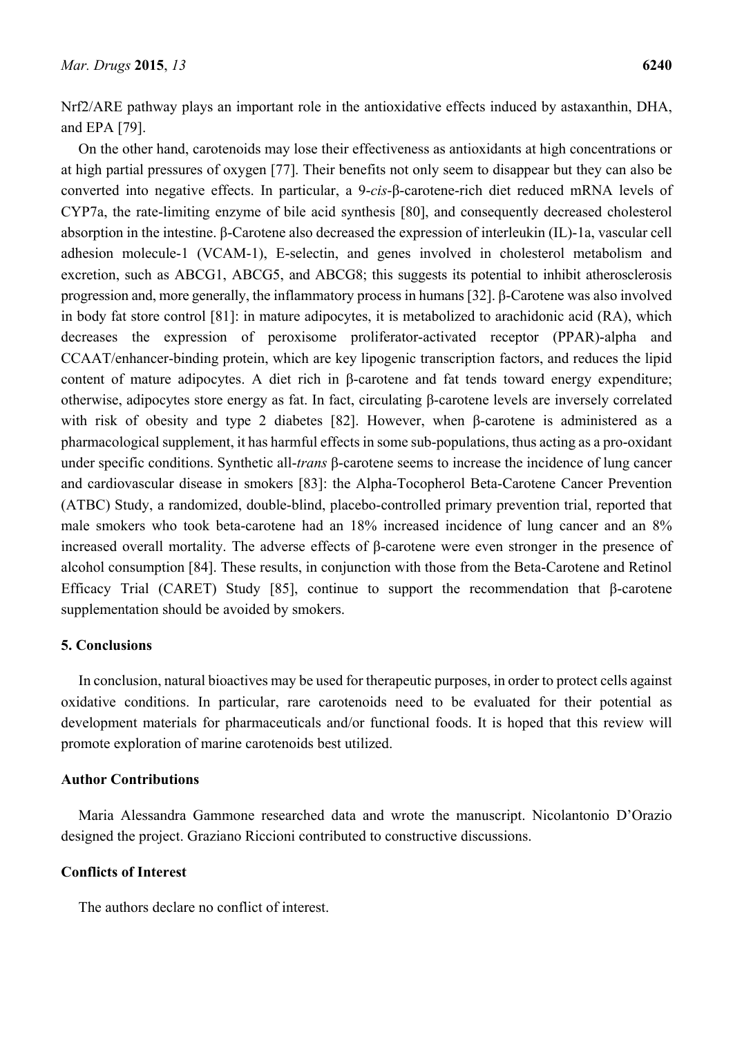Nrf2/ARE pathway plays an important role in the antioxidative effects induced by astaxanthin, DHA, and EPA [79].

On the other hand, carotenoids may lose their effectiveness as antioxidants at high concentrations or at high partial pressures of oxygen [77]. Their benefits not only seem to disappear but they can also be converted into negative effects. In particular, a 9-*cis*-β-carotene-rich diet reduced mRNA levels of CYP7a, the rate-limiting enzyme of bile acid synthesis [80], and consequently decreased cholesterol absorption in the intestine. β-Carotene also decreased the expression of interleukin (IL)-1a, vascular cell adhesion molecule-1 (VCAM-1), E-selectin, and genes involved in cholesterol metabolism and excretion, such as ABCG1, ABCG5, and ABCG8; this suggests its potential to inhibit atherosclerosis progression and, more generally, the inflammatory process in humans [32]. β-Carotene was also involved in body fat store control [81]: in mature adipocytes, it is metabolized to arachidonic acid (RA), which decreases the expression of peroxisome proliferator-activated receptor (PPAR)-alpha and CCAAT/enhancer-binding protein, which are key lipogenic transcription factors, and reduces the lipid content of mature adipocytes. A diet rich in β-carotene and fat tends toward energy expenditure; otherwise, adipocytes store energy as fat. In fact, circulating β-carotene levels are inversely correlated with risk of obesity and type 2 diabetes [82]. However, when β-carotene is administered as a pharmacological supplement, it has harmful effects in some sub-populations, thus acting as a pro-oxidant under specific conditions. Synthetic all-*trans* β-carotene seems to increase the incidence of lung cancer and cardiovascular disease in smokers [83]: the Alpha-Tocopherol Beta-Carotene Cancer Prevention (ATBC) Study, a randomized, double-blind, placebo-controlled primary prevention trial, reported that male smokers who took beta-carotene had an 18% increased incidence of lung cancer and an 8% increased overall mortality. The adverse effects of β-carotene were even stronger in the presence of alcohol consumption [84]. These results, in conjunction with those from the Beta-Carotene and Retinol Efficacy Trial (CARET) Study [85], continue to support the recommendation that β-carotene supplementation should be avoided by smokers.

## 5. Conclusions

In conclusion, natural bioactives may be used for therapeutic purposes, in order to protect cells against oxidative conditions. In particular, rare carotenoids need to be evaluated for their potential as development materials for pharmaceuticals and/or functional foods. It is hoped that this review will promote exploration of marine carotenoids best utilized.

## Author Contributions

Maria Alessandra Gammone researched data and wrote the manuscript. Nicolantonio D'Orazio designed the project. Graziano Riccioni contributed to constructive discussions.

## Conflicts of Interest

The authors declare no conflict of interest.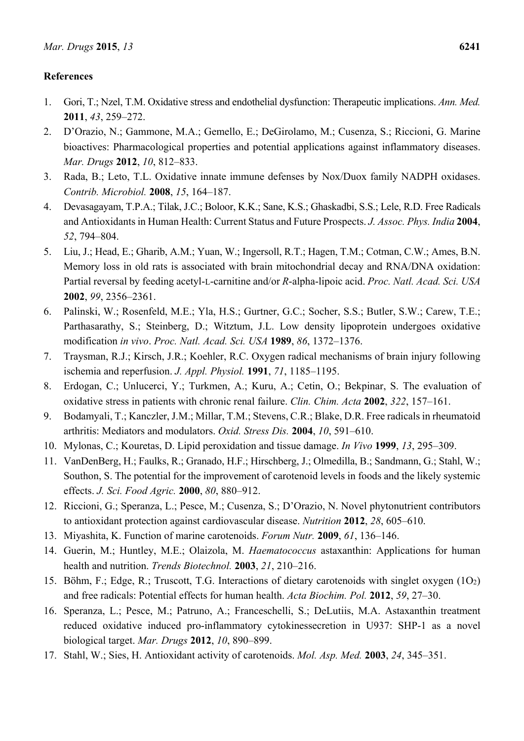## References

1. Gori, T.; Nzel, T.M. Oxidative stress and endothelial dysfunction: Therapeutic implications. *Ann. Med.* **2011**, *43*, 259–272.
2. D'Orazio, N.; Gammone, M.A.; Gemello, E.; DeGirolamo, M.; Cusenza, S.; Riccioni, G. Marine bioactives: Pharmacological properties and potential applications against inflammatory diseases. *Mar. Drugs* **2012**, *10*, 812–833.
3. Rada, B.; Leto, T.L. Oxidative innate immune defenses by Nox/Duox family NADPH oxidases. *Contrib. Microbiol.* **2008**, *15*, 164–187.
4. Devasagayam, T.P.A.; Tilak, J.C.; Boloor, K.K.; Sane, K.S.; Ghaskadbi, S.S.; Lele, R.D. Free Radicals and Antioxidants in Human Health: Current Status and Future Prospects. *J. Assoc. Phys. India* **2004**, *52*, 794–804.
5. Liu, J.; Head, E.; Gharib, A.M.; Yuan, W.; Ingersoll, R.T.; Hagen, T.M.; Cotman, C.W.; Ames, B.N. Memory loss in old rats is associated with brain mitochondrial decay and RNA/DNA oxidation: Partial reversal by feeding acetyl-L-carnitine and/or *R*-alpha-lipoic acid. *Proc. Natl. Acad. Sci. USA* **2002**, *99*, 2356–2361.
6. Palinski, W.; Rosenfeld, M.E.; Yla, H.S.; Gurtner, G.C.; Socher, S.S.; Butler, S.W.; Carew, T.E.; Parthasarathy, S.; Steinberg, D.; Witztum, J.L. Low density lipoprotein undergoes oxidative modification *in vivo*. *Proc. Natl. Acad. Sci. USA* **1989**, *86*, 1372–1376.
7. Traysman, R.J.; Kirsch, J.R.; Koehler, R.C. Oxygen radical mechanisms of brain injury following ischemia and reperfusion. *J. Appl. Physiol.* **1991**, *71*, 1185–1195.
8. Erdogan, C.; Unlucerci, Y.; Turkmen, A.; Kuru, A.; Cetin, O.; Bekpinar, S. The evaluation of oxidative stress in patients with chronic renal failure. *Clin. Chim. Acta* **2002**, *322*, 157–161.
9. Bodamyali, T.; Kanczler, J.M.; Millar, T.M.; Stevens, C.R.; Blake, D.R. Free radicals in rheumatoid arthritis: Mediators and modulators. *Oxid. Stress Dis.* **2004**, *10*, 591–610.
10. Mylonas, C.; Kouretas, D. Lipid peroxidation and tissue damage. *In Vivo* **1999**, *13*, 295–309.
11. VanDenBerg, H.; Faulks, R.; Granado, H.F.; Hirschberg, J.; Olmedilla, B.; Sandmann, G.; Stahl, W.; Southon, S. The potential for the improvement of carotenoid levels in foods and the likely systemic effects. *J. Sci. Food Agric.* **2000**, *80*, 880–912.
12. Riccioni, G.; Speranza, L.; Pesce, M.; Cusenza, S.; D'Orazio, N. Novel phytonutrient contributors to antioxidant protection against cardiovascular disease. *Nutrition* **2012**, *28*, 605–610.
13. Miyashita, K. Function of marine carotenoids. *Forum Nutr.* **2009**, *61*, 136–146.
14. Guerin, M.; Huntley, M.E.; Olaizola, M. *Haematococcus* astaxanthin: Applications for human health and nutrition. *Trends Biotechnol.* **2003**, *21*, 210–216.
15. Böhm, F.; Edge, R.; Truscott, T.G. Interactions of dietary carotenoids with singlet oxygen ($1O_2$) and free radicals: Potential effects for human health. *Acta Biochim. Pol.* **2012**, *59*, 27–30.
16. Speranza, L.; Pesce, M.; Patruno, A.; Franceschelli, S.; DeLutiis, M.A. Astaxanthin treatment reduced oxidative induced pro-inflammatory cytokinessecretion in U937: SHP-1 as a novel biological target. *Mar. Drugs* **2012**, *10*, 890–899.
17. Stahl, W.; Sies, H. Antioxidant activity of carotenoids. *Mol. Asp. Med.* **2003**, *24*, 345–351.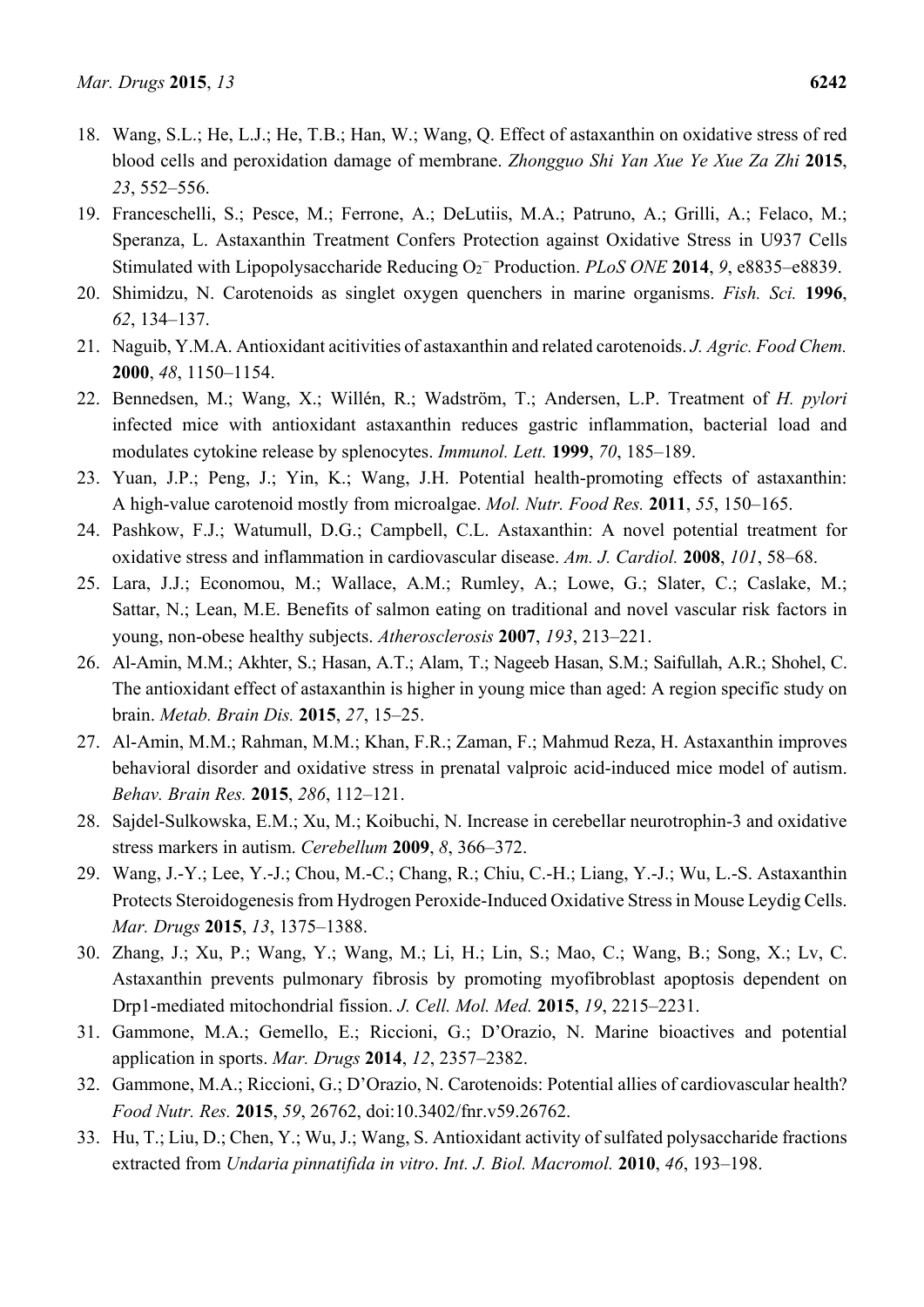18. Wang, S.L.; He, L.J.; He, T.B.; Han, W.; Wang, Q. Effect of astaxanthin on oxidative stress of red blood cells and peroxidation damage of membrane. *Zhongguo Shi Yan Xue Ye Xue Za Zhi* **2015**, *23*, 552–556.
19. Franceschelli, S.; Pesce, M.; Ferrone, A.; DeLutiis, M.A.; Patruno, A.; Grilli, A.; Felaco, M.; Speranza, L. Astaxanthin Treatment Confers Protection against Oxidative Stress in U937 Cells Stimulated with Lipopolysaccharide Reducing $O_2^-$ Production. *PLoS ONE* **2014**, *9*, e8835–e8839.
20. Shimidzu, N. Carotenoids as singlet oxygen quenchers in marine organisms. *Fish. Sci.* **1996**, *62*, 134–137.
21. Naguib, Y.M.A. Antioxidant acitivities of astaxanthin and related carotenoids. *J. Agric. Food Chem.* **2000**, *48*, 1150–1154.
22. Bennedsen, M.; Wang, X.; Willén, R.; Wadström, T.; Andersen, L.P. Treatment of *H. pylori* infected mice with antioxidant astaxanthin reduces gastric inflammation, bacterial load and modulates cytokine release by splenocytes. *Immunol. Lett.* **1999**, *70*, 185–189.
23. Yuan, J.P.; Peng, J.; Yin, K.; Wang, J.H. Potential health-promoting effects of astaxanthin: A high-value carotenoid mostly from microalgae. *Mol. Nutr. Food Res.* **2011**, *55*, 150–165.
24. Pashkow, F.J.; Watumull, D.G.; Campbell, C.L. Astaxanthin: A novel potential treatment for oxidative stress and inflammation in cardiovascular disease. *Am. J. Cardiol.* **2008**, *101*, 58–68.
25. Lara, J.J.; Economou, M.; Wallace, A.M.; Rumley, A.; Lowe, G.; Slater, C.; Caslake, M.; Sattar, N.; Lean, M.E. Benefits of salmon eating on traditional and novel vascular risk factors in young, non-obese healthy subjects. *Atherosclerosis* **2007**, *193*, 213–221.
26. Al-Amin, M.M.; Akhter, S.; Hasan, A.T.; Alam, T.; Nageeb Hasan, S.M.; Saifullah, A.R.; Shohel, C. The antioxidant effect of astaxanthin is higher in young mice than aged: A region specific study on brain. *Metab. Brain Dis.* **2015**, *27*, 15–25.
27. Al-Amin, M.M.; Rahman, M.M.; Khan, F.R.; Zaman, F.; Mahmud Reza, H. Astaxanthin improves behavioral disorder and oxidative stress in prenatal valproic acid-induced mice model of autism. *Behav. Brain Res.* **2015**, *286*, 112–121.
28. Sajdel-Sulkowska, E.M.; Xu, M.; Koibuchi, N. Increase in cerebellar neurotrophin-3 and oxidative stress markers in autism. *Cerebellum* **2009**, *8*, 366–372.
29. Wang, J.-Y.; Lee, Y.-J.; Chou, M.-C.; Chang, R.; Chiu, C.-H.; Liang, Y.-J.; Wu, L.-S. Astaxanthin Protects Steroidogenesis from Hydrogen Peroxide-Induced Oxidative Stress in Mouse Leydig Cells. *Mar. Drugs* **2015**, *13*, 1375–1388.
30. Zhang, J.; Xu, P.; Wang, Y.; Wang, M.; Li, H.; Lin, S.; Mao, C.; Wang, B.; Song, X.; Lv, C. Astaxanthin prevents pulmonary fibrosis by promoting myofibroblast apoptosis dependent on Drp1-mediated mitochondrial fission. *J. Cell. Mol. Med.* **2015**, *19*, 2215–2231.
31. Gammone, M.A.; Gemello, E.; Riccioni, G.; D'Orazio, N. Marine bioactives and potential application in sports. *Mar. Drugs* **2014**, *12*, 2357–2382.
32. Gammone, M.A.; Riccioni, G.; D'Orazio, N. Carotenoids: Potential allies of cardiovascular health? *Food Nutr. Res.* **2015**, *59*, 26762, doi:10.3402/fnr.v59.26762.
33. Hu, T.; Liu, D.; Chen, Y.; Wu, J.; Wang, S. Antioxidant activity of sulfated polysaccharide fractions extracted from *Undaria pinnatifida in vitro*. *Int. J. Biol. Macromol.* **2010**, *46*, 193–198.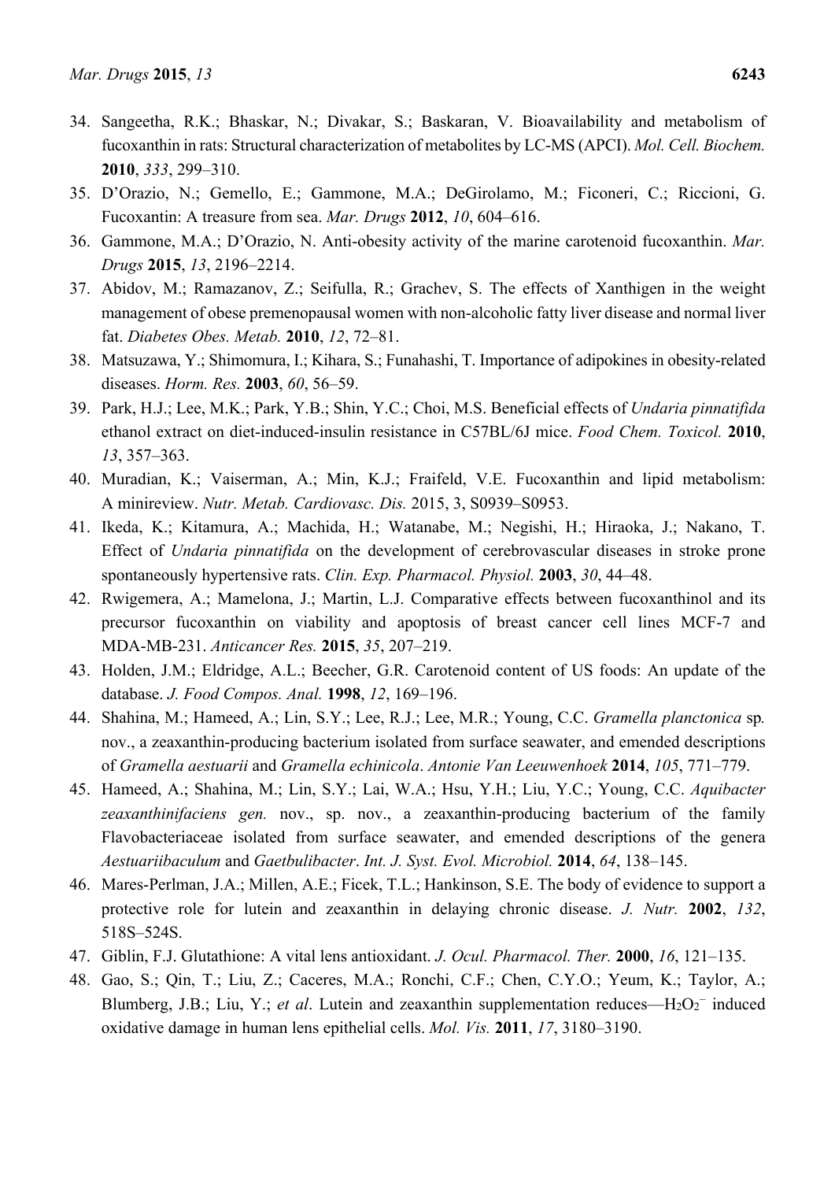34. Sangeetha, R.K.; Bhaskar, N.; Divakar, S.; Baskaran, V. Bioavailability and metabolism of fucoxanthin in rats: Structural characterization of metabolites by LC-MS (APCI). *Mol. Cell. Biochem.* **2010**, *333*, 299–310.
35. D'Orazio, N.; Gemello, E.; Gammone, M.A.; DeGirolamo, M.; Ficoneri, C.; Riccioni, G. Fucoxantin: A treasure from sea. *Mar. Drugs* **2012**, *10*, 604–616.
36. Gammone, M.A.; D'Orazio, N. Anti-obesity activity of the marine carotenoid fucoxanthin. *Mar. Drugs* **2015**, *13*, 2196–2214.
37. Abidov, M.; Ramazanov, Z.; Seifulla, R.; Grachev, S. The effects of Xanthigen in the weight management of obese premenopausal women with non-alcoholic fatty liver disease and normal liver fat. *Diabetes Obes. Metab.* **2010**, *12*, 72–81.
38. Matsuzawa, Y.; Shimomura, I.; Kihara, S.; Funahashi, T. Importance of adipokines in obesity-related diseases. *Horm. Res.* **2003**, *60*, 56–59.
39. Park, H.J.; Lee, M.K.; Park, Y.B.; Shin, Y.C.; Choi, M.S. Beneficial effects of *Undaria pinnatifida* ethanol extract on diet-induced-insulin resistance in C57BL/6J mice. *Food Chem. Toxicol.* **2010**, *13*, 357–363.
40. Muradian, K.; Vaiserman, A.; Min, K.J.; Fraifeld, V.E. Fucoxanthin and lipid metabolism: A minireview. *Nutr. Metab. Cardiovasc. Dis.* 2015, 3, S0939–S0953.
41. Ikeda, K.; Kitamura, A.; Machida, H.; Watanabe, M.; Negishi, H.; Hiraoka, J.; Nakano, T. Effect of *Undaria pinnatifida* on the development of cerebrovascular diseases in stroke prone spontaneously hypertensive rats. *Clin. Exp. Pharmacol. Physiol.* **2003**, *30*, 44–48.
42. Rwigemera, A.; Mamelona, J.; Martin, L.J. Comparative effects between fucoxanthinol and its precursor fucoxanthin on viability and apoptosis of breast cancer cell lines MCF-7 and MDA-MB-231. *Anticancer Res.* **2015**, *35*, 207–219.
43. Holden, J.M.; Eldridge, A.L.; Beecher, G.R. Carotenoid content of US foods: An update of the database. *J. Food Compos. Anal.* **1998**, *12*, 169–196.
44. Shahina, M.; Hameed, A.; Lin, S.Y.; Lee, R.J.; Lee, M.R.; Young, C.C. *Gramella planctonica* sp*.* nov., a zeaxanthin-producing bacterium isolated from surface seawater, and emended descriptions of *Gramella aestuarii* and *Gramella echinicola*. *Antonie Van Leeuwenhoek* **2014**, *105*, 771–779.
45. Hameed, A.; Shahina, M.; Lin, S.Y.; Lai, W.A.; Hsu, Y.H.; Liu, Y.C.; Young, C.C. *Aquibacter zeaxanthinifaciens gen.* nov., sp. nov., a zeaxanthin-producing bacterium of the family Flavobacteriaceae isolated from surface seawater, and emended descriptions of the genera *Aestuariibaculum* and *Gaetbulibacter*. *Int. J. Syst. Evol. Microbiol.* **2014**, *64*, 138–145.
46. Mares-Perlman, J.A.; Millen, A.E.; Ficek, T.L.; Hankinson, S.E. The body of evidence to support a protective role for lutein and zeaxanthin in delaying chronic disease. *J. Nutr.* **2002**, *132*, 518S–524S.
47. Giblin, F.J. Glutathione: A vital lens antioxidant. *J. Ocul. Pharmacol. Ther.* **2000**, *16*, 121–135.
48. Gao, S.; Qin, T.; Liu, Z.; Caceres, M.A.; Ronchi, C.F.; Chen, C.Y.O.; Yeum, K.; Taylor, A.; Blumberg, J.B.; Liu, Y.; *et al*. Lutein and zeaxanthin supplementation reduces—$H_2O_2^-$ induced oxidative damage in human lens epithelial cells. *Mol. Vis.* **2011**, *17*, 3180–3190.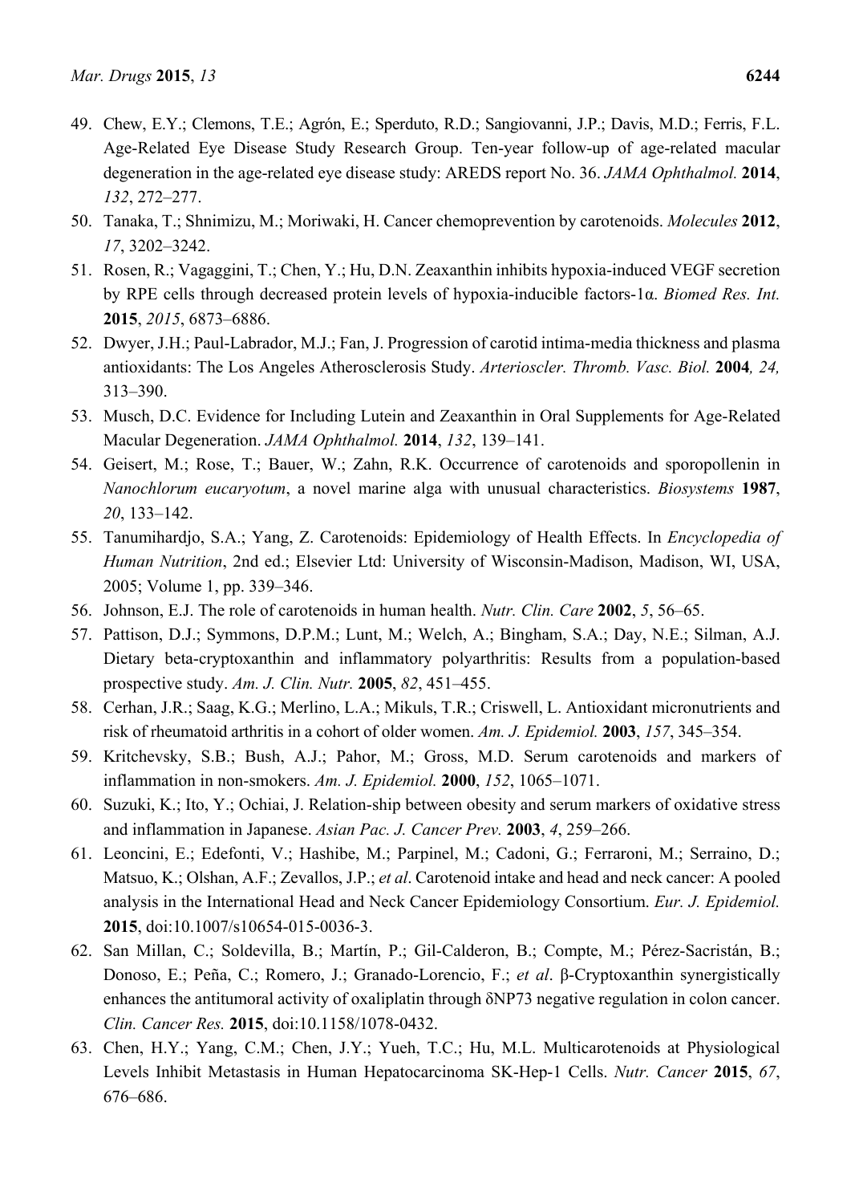49. Chew, E.Y.; Clemons, T.E.; Agrón, E.; Sperduto, R.D.; Sangiovanni, J.P.; Davis, M.D.; Ferris, F.L. Age-Related Eye Disease Study Research Group. Ten-year follow-up of age-related macular degeneration in the age-related eye disease study: AREDS report No. 36. *JAMA Ophthalmol.* **2014**, *132*, 272–277.
50. Tanaka, T.; Shnimizu, M.; Moriwaki, H. Cancer chemoprevention by carotenoids. *Molecules* **2012**, *17*, 3202–3242.
51. Rosen, R.; Vagaggini, T.; Chen, Y.; Hu, D.N. Zeaxanthin inhibits hypoxia-induced VEGF secretion by RPE cells through decreased protein levels of hypoxia-inducible factors-1α. *Biomed Res. Int.* **2015**, *2015*, 6873–6886.
52. Dwyer, J.H.; Paul-Labrador, M.J.; Fan, J. Progression of carotid intima-media thickness and plasma antioxidants: The Los Angeles Atherosclerosis Study. *Arterioscler. Thromb. Vasc. Biol.* **2004***, 24,* 313–390.
53. Musch, D.C. Evidence for Including Lutein and Zeaxanthin in Oral Supplements for Age-Related Macular Degeneration. *JAMA Ophthalmol.* **2014**, *132*, 139–141.
54. Geisert, M.; Rose, T.; Bauer, W.; Zahn, R.K. Occurrence of carotenoids and sporopollenin in *Nanochlorum eucaryotum*, a novel marine alga with unusual characteristics. *Biosystems* **1987**, *20*, 133–142.
55. Tanumihardjo, S.A.; Yang, Z. Carotenoids: Epidemiology of Health Effects. In *Encyclopedia of Human Nutrition*, 2nd ed.; Elsevier Ltd: University of Wisconsin-Madison, Madison, WI, USA, 2005; Volume 1, pp. 339–346.
56. Johnson, E.J. The role of carotenoids in human health. *Nutr. Clin. Care* **2002**, *5*, 56–65.
57. Pattison, D.J.; Symmons, D.P.M.; Lunt, M.; Welch, A.; Bingham, S.A.; Day, N.E.; Silman, A.J. Dietary beta-cryptoxanthin and inflammatory polyarthritis: Results from a population-based prospective study. *Am. J. Clin. Nutr.* **2005**, *82*, 451–455.
58. Cerhan, J.R.; Saag, K.G.; Merlino, L.A.; Mikuls, T.R.; Criswell, L. Antioxidant micronutrients and risk of rheumatoid arthritis in a cohort of older women. *Am. J. Epidemiol.* **2003**, *157*, 345–354.
59. Kritchevsky, S.B.; Bush, A.J.; Pahor, M.; Gross, M.D. Serum carotenoids and markers of inflammation in non-smokers. *Am. J. Epidemiol.* **2000**, *152*, 1065–1071.
60. Suzuki, K.; Ito, Y.; Ochiai, J. Relation-ship between obesity and serum markers of oxidative stress and inflammation in Japanese. *Asian Pac. J. Cancer Prev.* **2003**, *4*, 259–266.
61. Leoncini, E.; Edefonti, V.; Hashibe, M.; Parpinel, M.; Cadoni, G.; Ferraroni, M.; Serraino, D.; Matsuo, K.; Olshan, A.F.; Zevallos, J.P.; *et al*. Carotenoid intake and head and neck cancer: A pooled analysis in the International Head and Neck Cancer Epidemiology Consortium. *Eur. J. Epidemiol.* **2015**, doi:10.1007/s10654-015-0036-3.
62. San Millan, C.; Soldevilla, B.; Martín, P.; Gil-Calderon, B.; Compte, M.; Pérez-Sacristán, B.; Donoso, E.; Peña, C.; Romero, J.; Granado-Lorencio, F.; *et al*. β-Cryptoxanthin synergistically enhances the antitumoral activity of oxaliplatin through δNP73 negative regulation in colon cancer. *Clin. Cancer Res.* **2015**, doi:10.1158/1078-0432.
63. Chen, H.Y.; Yang, C.M.; Chen, J.Y.; Yueh, T.C.; Hu, M.L. Multicarotenoids at Physiological Levels Inhibit Metastasis in Human Hepatocarcinoma SK-Hep-1 Cells. *Nutr. Cancer* **2015**, *67*, 676–686.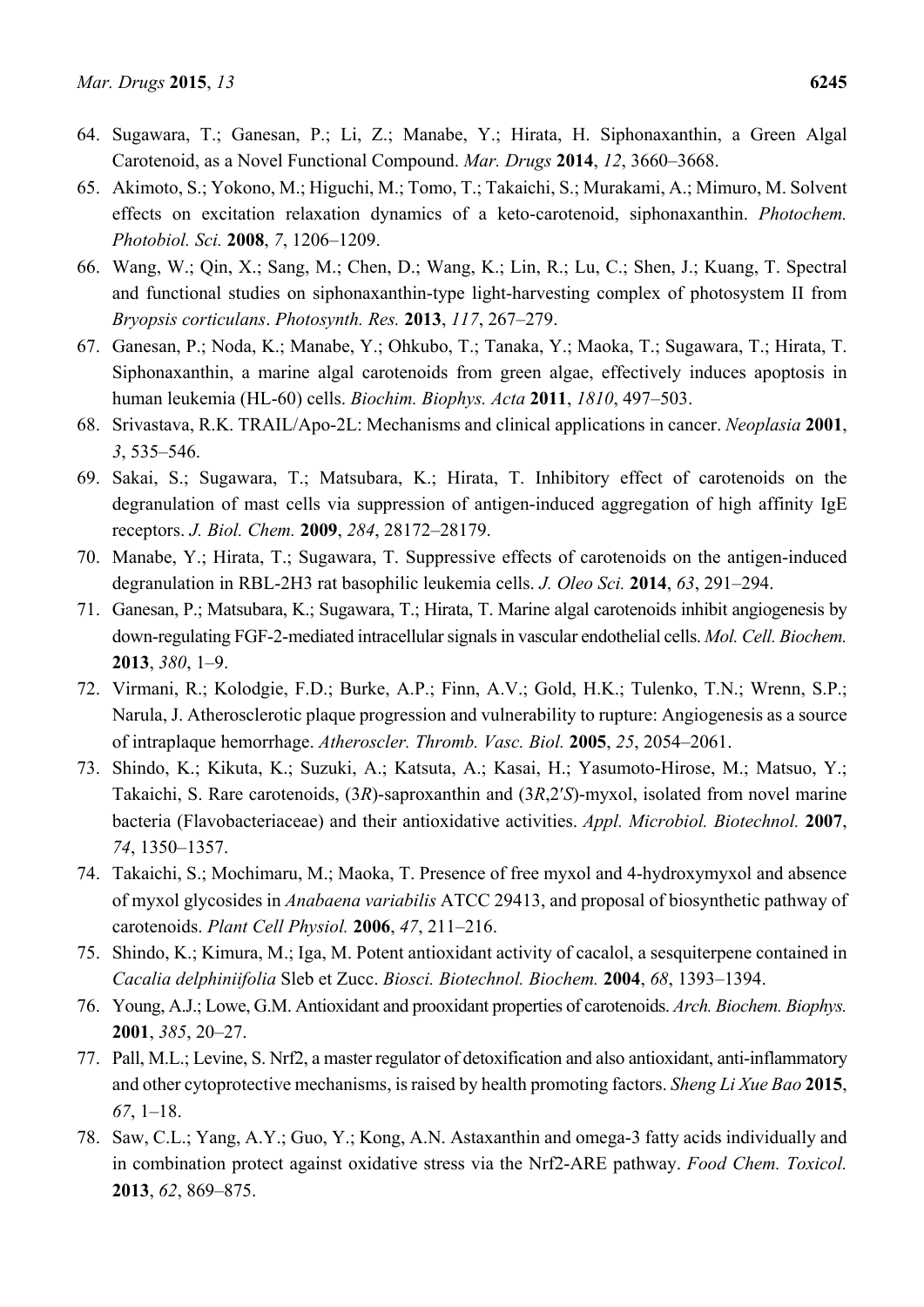64. Sugawara, T.; Ganesan, P.; Li, Z.; Manabe, Y.; Hirata, H. Siphonaxanthin, a Green Algal Carotenoid, as a Novel Functional Compound. *Mar. Drugs* **2014**, *12*, 3660–3668.
65. Akimoto, S.; Yokono, M.; Higuchi, M.; Tomo, T.; Takaichi, S.; Murakami, A.; Mimuro, M. Solvent effects on excitation relaxation dynamics of a keto-carotenoid, siphonaxanthin. *Photochem. Photobiol. Sci.* **2008**, *7*, 1206–1209.
66. Wang, W.; Qin, X.; Sang, M.; Chen, D.; Wang, K.; Lin, R.; Lu, C.; Shen, J.; Kuang, T. Spectral and functional studies on siphonaxanthin-type light-harvesting complex of photosystem II from *Bryopsis corticulans*. *Photosynth. Res.* **2013**, *117*, 267–279.
67. Ganesan, P.; Noda, K.; Manabe, Y.; Ohkubo, T.; Tanaka, Y.; Maoka, T.; Sugawara, T.; Hirata, T. Siphonaxanthin, a marine algal carotenoids from green algae, effectively induces apoptosis in human leukemia (HL-60) cells. *Biochim. Biophys. Acta* **2011**, *1810*, 497–503.
68. Srivastava, R.K. TRAIL/Apo-2L: Mechanisms and clinical applications in cancer. *Neoplasia* **2001**, *3*, 535–546.
69. Sakai, S.; Sugawara, T.; Matsubara, K.; Hirata, T. Inhibitory effect of carotenoids on the degranulation of mast cells via suppression of antigen-induced aggregation of high affinity IgE receptors. *J. Biol. Chem.* **2009**, *284*, 28172–28179.
70. Manabe, Y.; Hirata, T.; Sugawara, T. Suppressive effects of carotenoids on the antigen-induced degranulation in RBL-2H3 rat basophilic leukemia cells. *J. Oleo Sci.* **2014**, *63*, 291–294.
71. Ganesan, P.; Matsubara, K.; Sugawara, T.; Hirata, T. Marine algal carotenoids inhibit angiogenesis by down-regulating FGF-2-mediated intracellular signals in vascular endothelial cells. *Mol. Cell. Biochem.* **2013**, *380*, 1–9.
72. Virmani, R.; Kolodgie, F.D.; Burke, A.P.; Finn, A.V.; Gold, H.K.; Tulenko, T.N.; Wrenn, S.P.; Narula, J. Atherosclerotic plaque progression and vulnerability to rupture: Angiogenesis as a source of intraplaque hemorrhage. *Atheroscler. Thromb. Vasc. Biol.* **2005**, *25*, 2054–2061.
73. Shindo, K.; Kikuta, K.; Suzuki, A.; Katsuta, A.; Kasai, H.; Yasumoto-Hirose, M.; Matsuo, Y.; Takaichi, S. Rare carotenoids, (3*R*)-saproxanthin and (3*R*,2′*S*)-myxol, isolated from novel marine bacteria (Flavobacteriaceae) and their antioxidative activities. *Appl. Microbiol. Biotechnol.* **2007**, *74*, 1350–1357.
74. Takaichi, S.; Mochimaru, M.; Maoka, T. Presence of free myxol and 4-hydroxymyxol and absence of myxol glycosides in *Anabaena variabilis* ATCC 29413, and proposal of biosynthetic pathway of carotenoids. *Plant Cell Physiol.* **2006**, *47*, 211–216.
75. Shindo, K.; Kimura, M.; Iga, M. Potent antioxidant activity of cacalol, a sesquiterpene contained in *Cacalia delphiniifolia* Sleb et Zucc. *Biosci. Biotechnol. Biochem.* **2004**, *68*, 1393–1394.
76. Young, A.J.; Lowe, G.M. Antioxidant and prooxidant properties of carotenoids. *Arch. Biochem. Biophys.* **2001**, *385*, 20–27.
77. Pall, M.L.; Levine, S. Nrf2, a master regulator of detoxification and also antioxidant, anti-inflammatory and other cytoprotective mechanisms, is raised by health promoting factors. *Sheng Li Xue Bao* **2015**, *67*, 1–18.
78. Saw, C.L.; Yang, A.Y.; Guo, Y.; Kong, A.N. Astaxanthin and omega-3 fatty acids individually and in combination protect against oxidative stress via the Nrf2-ARE pathway. *Food Chem. Toxicol.* **2013**, *62*, 869–875.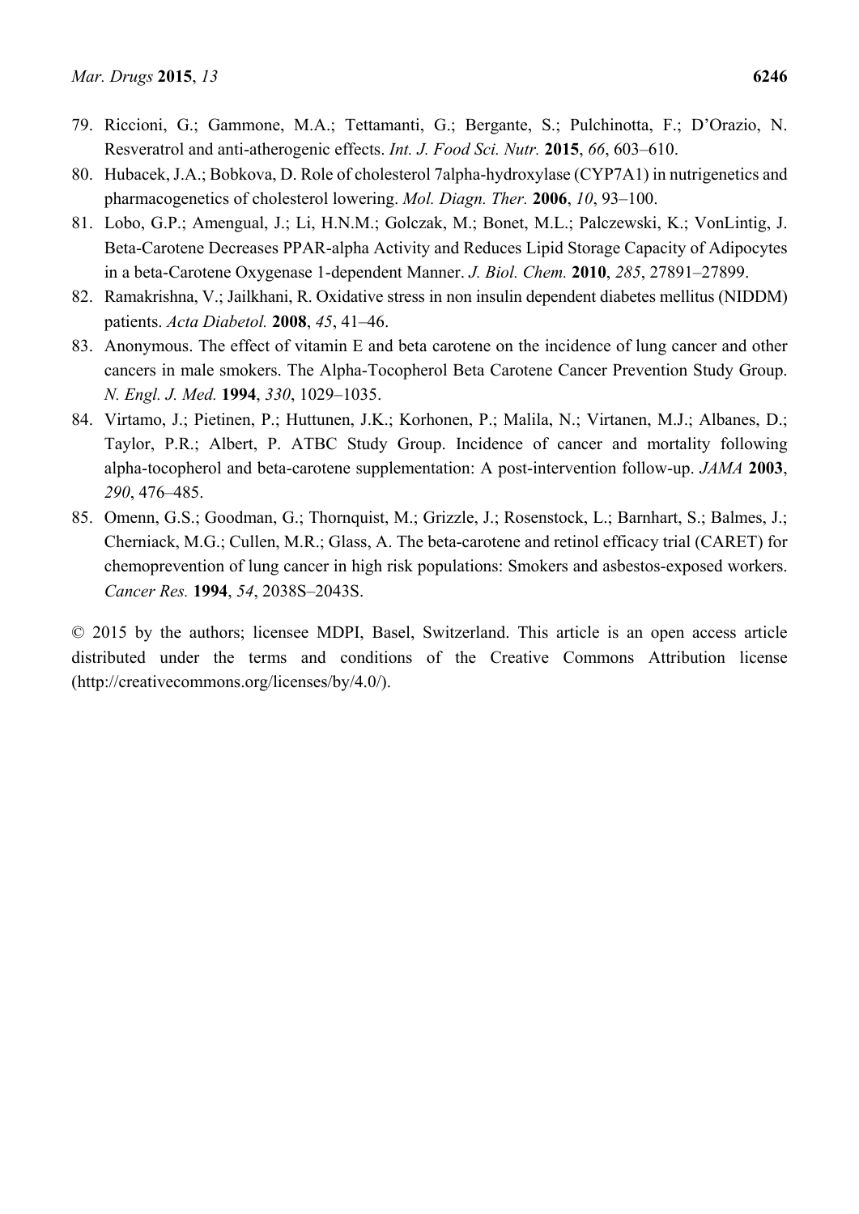79. Riccioni, G.; Gammone, M.A.; Tettamanti, G.; Bergante, S.; Pulchinotta, F.; D'Orazio, N. Resveratrol and anti-atherogenic effects. *Int. J. Food Sci. Nutr.* **2015**, *66*, 603–610.
80. Hubacek, J.A.; Bobkova, D. Role of cholesterol 7alpha-hydroxylase (CYP7A1) in nutrigenetics and pharmacogenetics of cholesterol lowering. *Mol. Diagn. Ther.* **2006**, *10*, 93–100.
81. Lobo, G.P.; Amengual, J.; Li, H.N.M.; Golczak, M.; Bonet, M.L.; Palczewski, K.; VonLintig, J. Beta-Carotene Decreases PPAR-alpha Activity and Reduces Lipid Storage Capacity of Adipocytes in a beta-Carotene Oxygenase 1-dependent Manner. *J. Biol. Chem.* **2010**, *285*, 27891–27899.
82. Ramakrishna, V.; Jailkhani, R. Oxidative stress in non insulin dependent diabetes mellitus (NIDDM) patients. *Acta Diabetol.* **2008**, *45*, 41–46.
83. Anonymous. The effect of vitamin E and beta carotene on the incidence of lung cancer and other cancers in male smokers. The Alpha-Tocopherol Beta Carotene Cancer Prevention Study Group. *N. Engl. J. Med.* **1994**, *330*, 1029–1035.
84. Virtamo, J.; Pietinen, P.; Huttunen, J.K.; Korhonen, P.; Malila, N.; Virtanen, M.J.; Albanes, D.; Taylor, P.R.; Albert, P. ATBC Study Group. Incidence of cancer and mortality following alpha-tocopherol and beta-carotene supplementation: A post-intervention follow-up. *JAMA* **2003**, *290*, 476–485.
85. Omenn, G.S.; Goodman, G.; Thornquist, M.; Grizzle, J.; Rosenstock, L.; Barnhart, S.; Balmes, J.; Cherniack, M.G.; Cullen, M.R.; Glass, A. The beta-carotene and retinol efficacy trial (CARET) for chemoprevention of lung cancer in high risk populations: Smokers and asbestos-exposed workers. *Cancer Res.* **1994**, *54*, 2038S–2043S.

© 2015 by the authors; licensee MDPI, Basel, Switzerland. This article is an open access article distributed under the terms and conditions of the Creative Commons Attribution license (http://creativecommons.org/licenses/by/4.0/).